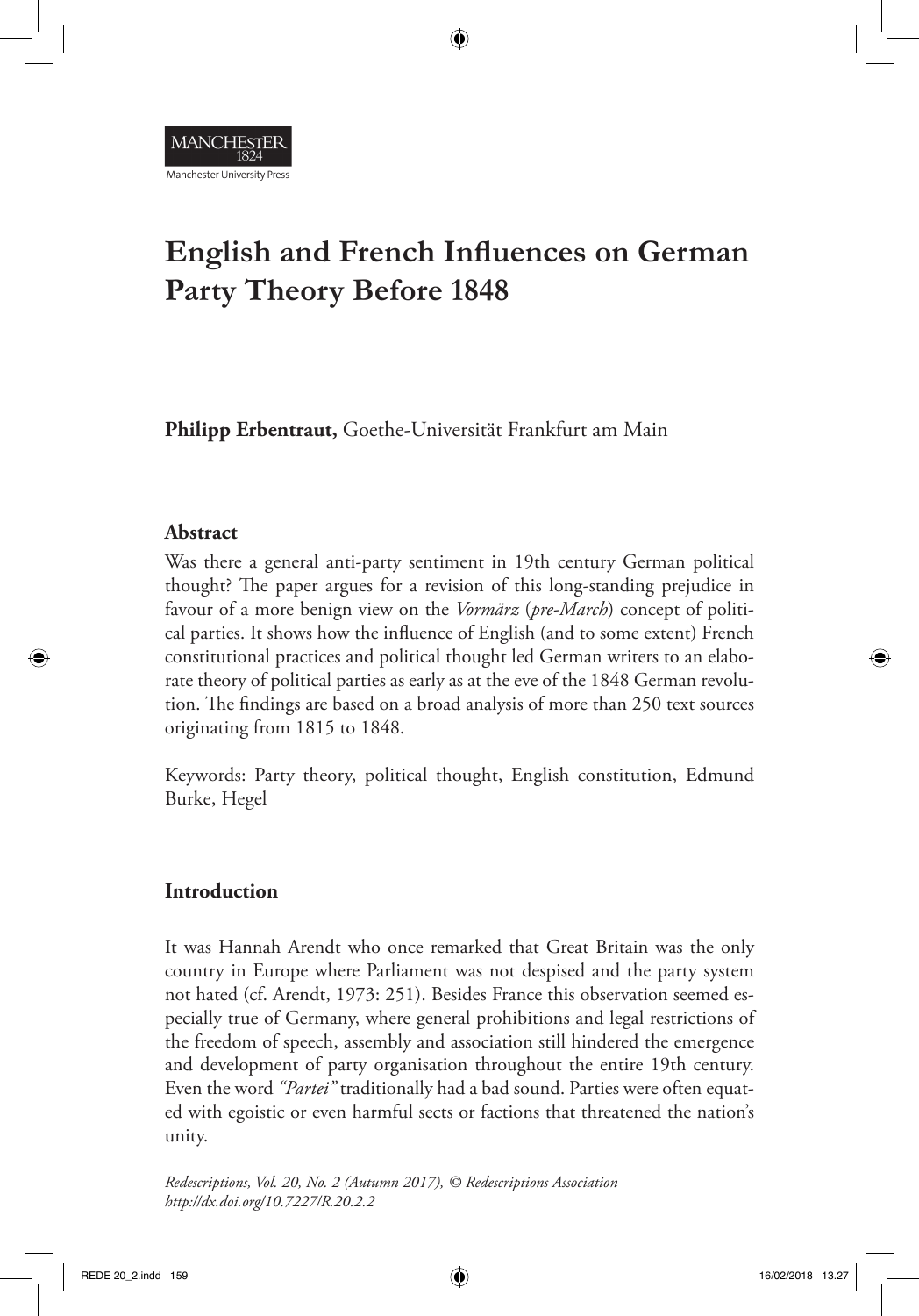Manchester University Press

# English and French Influences on German Party Theory Before 1848

**Philipp Erbentraut,** Goethe-Universität Frankfurt am Main

## Abstract

Was there a general anti-party sentiment in 19th century German political thought? The paper argues for a revision of this long-standing prejudice in favour of a more benign view on the *Vormärz* (*pre-March*) concept of political parties. It shows how the influence of English (and to some extent) French constitutional practices and political thought led German writers to an elaborate theory of political parties as early as at the eve of the 1848 German revolution. The findings are based on a broad analysis of more than 250 text sources originating from 1815 to 1848.

Keywords: Party theory, political thought, English constitution, Edmund Burke, Hegel

## Introduction

It was Hannah Arendt who once remarked that Great Britain was the only country in Europe where Parliament was not despised and the party system not hated (cf. Arendt, 1973: 251). Besides France this observation seemed especially true of Germany, where general prohibitions and legal restrictions of the freedom of speech, assembly and association still hindered the emergence and development of party organisation throughout the entire 19th century. Even the word *"Partei"* traditionally had a bad sound. Parties were often equated with egoistic or even harmful sects or factions that threatened the nation's unity.

*Redescriptions, Vol. 20, No. 2 (Autumn 2017), © Redescriptions Association*
*http://dx.doi.org/10.7227/R.20.2.2*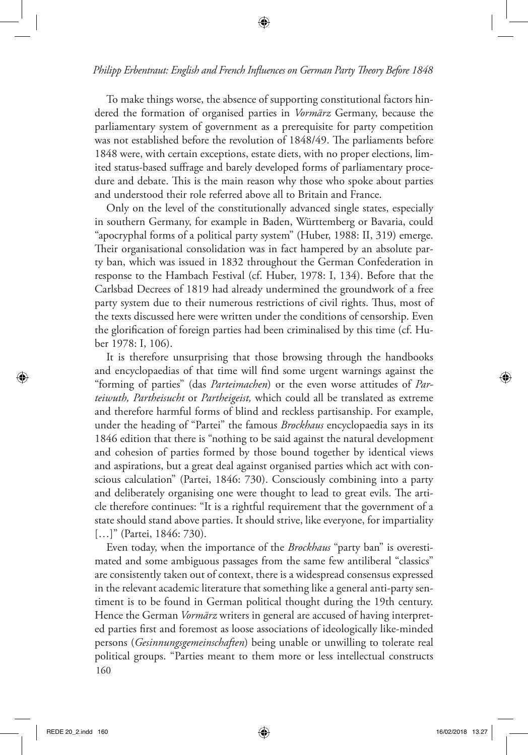To make things worse, the absence of supporting constitutional factors hindered the formation of organised parties in *Vormärz* Germany, because the parliamentary system of government as a prerequisite for party competition was not established before the revolution of 1848/49. The parliaments before 1848 were, with certain exceptions, estate diets, with no proper elections, limited status-based suffrage and barely developed forms of parliamentary procedure and debate. This is the main reason why those who spoke about parties and understood their role referred above all to Britain and France.

Only on the level of the constitutionally advanced single states, especially in southern Germany, for example in Baden, Württemberg or Bavaria, could "apocryphal forms of a political party system" (Huber, 1988: II, 319) emerge. Their organisational consolidation was in fact hampered by an absolute party ban, which was issued in 1832 throughout the German Confederation in response to the Hambach Festival (cf. Huber, 1978: I, 134). Before that the Carlsbad Decrees of 1819 had already undermined the groundwork of a free party system due to their numerous restrictions of civil rights. Thus, most of the texts discussed here were written under the conditions of censorship. Even the glorification of foreign parties had been criminalised by this time (cf. Huber 1978: I, 106).

It is therefore unsurprising that those browsing through the handbooks and encyclopaedias of that time will find some urgent warnings against the "forming of parties" (das *Parteimachen*) or the even worse attitudes of *Parteiwuth, Partheisucht* or *Partheigeist,* which could all be translated as extreme and therefore harmful forms of blind and reckless partisanship. For example, under the heading of "Partei" the famous *Brockhaus* encyclopaedia says in its 1846 edition that there is "nothing to be said against the natural development and cohesion of parties formed by those bound together by identical views and aspirations, but a great deal against organised parties which act with conscious calculation" (Partei, 1846: 730). Consciously combining into a party and deliberately organising one were thought to lead to great evils. The article therefore continues: "It is a rightful requirement that the government of a state should stand above parties. It should strive, like everyone, for impartiality […]" (Partei, 1846: 730).

Even today, when the importance of the *Brockhaus* "party ban" is overestimated and some ambiguous passages from the same few antiliberal "classics" are consistently taken out of context, there is a widespread consensus expressed in the relevant academic literature that something like a general anti-party sentiment is to be found in German political thought during the 19th century. Hence the German *Vormärz* writers in general are accused of having interpreted parties first and foremost as loose associations of ideologically like-minded persons (*Gesinnungsgemeinschaften*) being unable or unwilling to tolerate real political groups. "Parties meant to them more or less intellectual constructs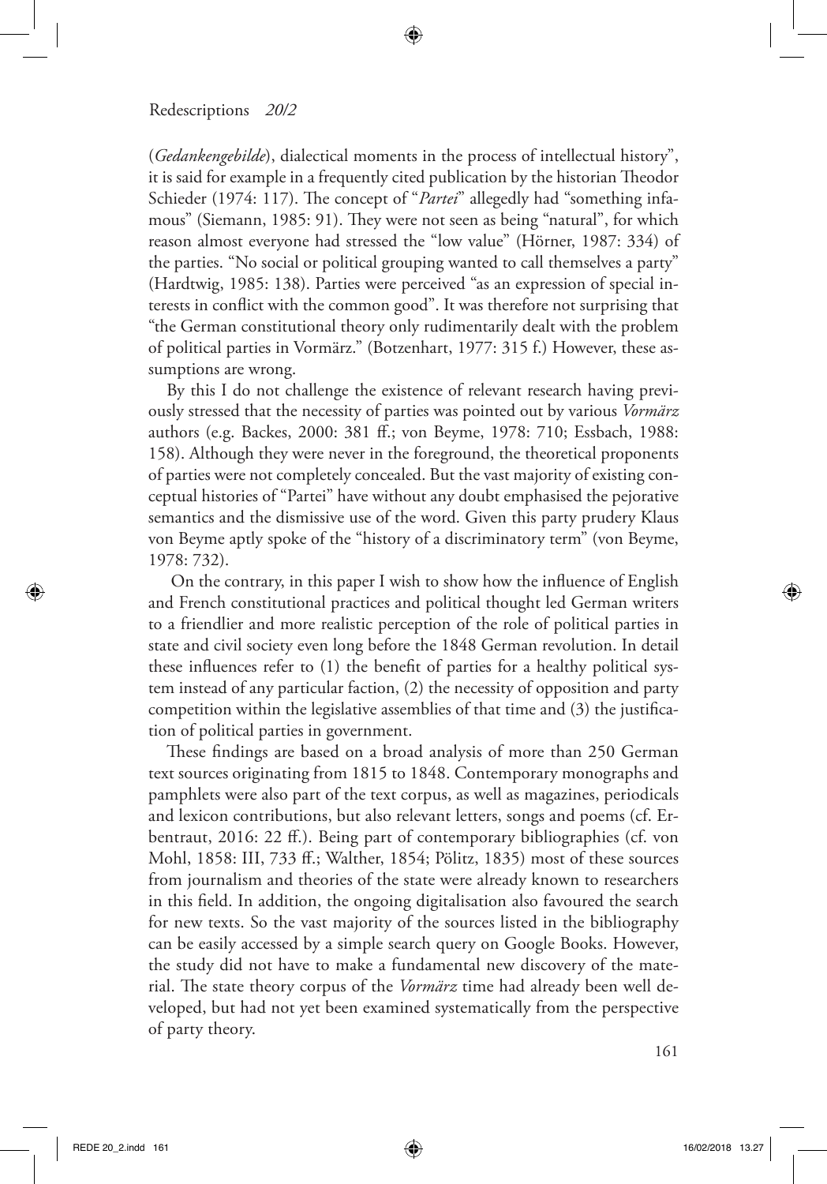(*Gedankengebilde*), dialectical moments in the process of intellectual history", it is said for example in a frequently cited publication by the historian Theodor Schieder (1974: 117). The concept of "*Partei*" allegedly had "something infamous" (Siemann, 1985: 91). They were not seen as being "natural", for which reason almost everyone had stressed the "low value" (Hörner, 1987: 334) of the parties. "No social or political grouping wanted to call themselves a party" (Hardtwig, 1985: 138). Parties were perceived "as an expression of special interests in conflict with the common good". It was therefore not surprising that "the German constitutional theory only rudimentarily dealt with the problem of political parties in Vormärz." (Botzenhart, 1977: 315 f.) However, these assumptions are wrong.

By this I do not challenge the existence of relevant research having previously stressed that the necessity of parties was pointed out by various *Vormärz* authors (e.g. Backes, 2000: 381 ff.; von Beyme, 1978: 710; Essbach, 1988: 158). Although they were never in the foreground, the theoretical proponents of parties were not completely concealed. But the vast majority of existing conceptual histories of "Partei" have without any doubt emphasised the pejorative semantics and the dismissive use of the word. Given this party prudery Klaus von Beyme aptly spoke of the "history of a discriminatory term" (von Beyme, 1978: 732).

On the contrary, in this paper I wish to show how the influence of English and French constitutional practices and political thought led German writers to a friendlier and more realistic perception of the role of political parties in state and civil society even long before the 1848 German revolution. In detail these influences refer to (1) the benefit of parties for a healthy political system instead of any particular faction, (2) the necessity of opposition and party competition within the legislative assemblies of that time and (3) the justification of political parties in government.

These findings are based on a broad analysis of more than 250 German text sources originating from 1815 to 1848. Contemporary monographs and pamphlets were also part of the text corpus, as well as magazines, periodicals and lexicon contributions, but also relevant letters, songs and poems (cf. Erbentraut, 2016: 22 ff.). Being part of contemporary bibliographies (cf. von Mohl, 1858: III, 733 ff.; Walther, 1854; Pölitz, 1835) most of these sources from journalism and theories of the state were already known to researchers in this field. In addition, the ongoing digitalisation also favoured the search for new texts. So the vast majority of the sources listed in the bibliography can be easily accessed by a simple search query on Google Books. However, the study did not have to make a fundamental new discovery of the material. The state theory corpus of the *Vormärz* time had already been well developed, but had not yet been examined systematically from the perspective of party theory.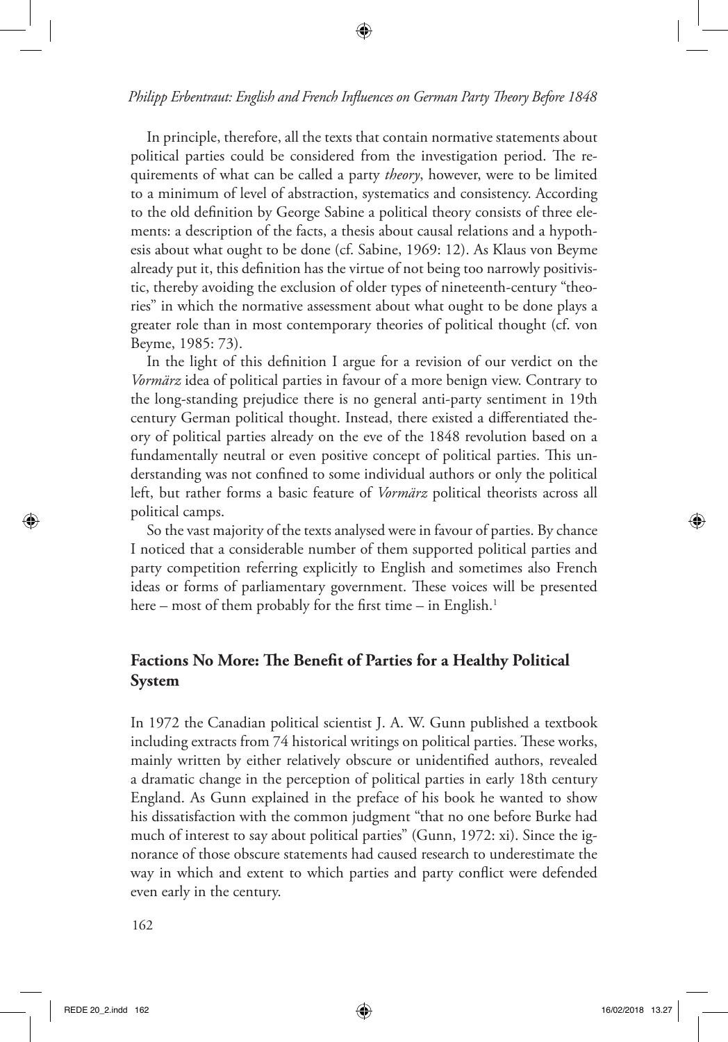In principle, therefore, all the texts that contain normative statements about political parties could be considered from the investigation period. The requirements of what can be called a party *theory*, however, were to be limited to a minimum of level of abstraction, systematics and consistency. According to the old definition by George Sabine a political theory consists of three elements: a description of the facts, a thesis about causal relations and a hypothesis about what ought to be done (cf. Sabine, 1969: 12). As Klaus von Beyme already put it, this definition has the virtue of not being too narrowly positivistic, thereby avoiding the exclusion of older types of nineteenth-century "theories" in which the normative assessment about what ought to be done plays a greater role than in most contemporary theories of political thought (cf. von Beyme, 1985: 73).

In the light of this definition I argue for a revision of our verdict on the *Vormärz* idea of political parties in favour of a more benign view. Contrary to the long-standing prejudice there is no general anti-party sentiment in 19th century German political thought. Instead, there existed a differentiated theory of political parties already on the eve of the 1848 revolution based on a fundamentally neutral or even positive concept of political parties. This understanding was not confined to some individual authors or only the political left, but rather forms a basic feature of *Vormärz* political theorists across all political camps.

So the vast majority of the texts analysed were in favour of parties. By chance I noticed that a considerable number of them supported political parties and party competition referring explicitly to English and sometimes also French ideas or forms of parliamentary government. These voices will be presented here – most of them probably for the first time – in English.[1]

## Factions No More: The Benefit of Parties for a Healthy Political System

In 1972 the Canadian political scientist J. A. W. Gunn published a textbook including extracts from 74 historical writings on political parties. These works, mainly written by either relatively obscure or unidentified authors, revealed a dramatic change in the perception of political parties in early 18th century England. As Gunn explained in the preface of his book he wanted to show his dissatisfaction with the common judgment "that no one before Burke had much of interest to say about political parties" (Gunn, 1972: xi). Since the ignorance of those obscure statements had caused research to underestimate the way in which and extent to which parties and party conflict were defended even early in the century.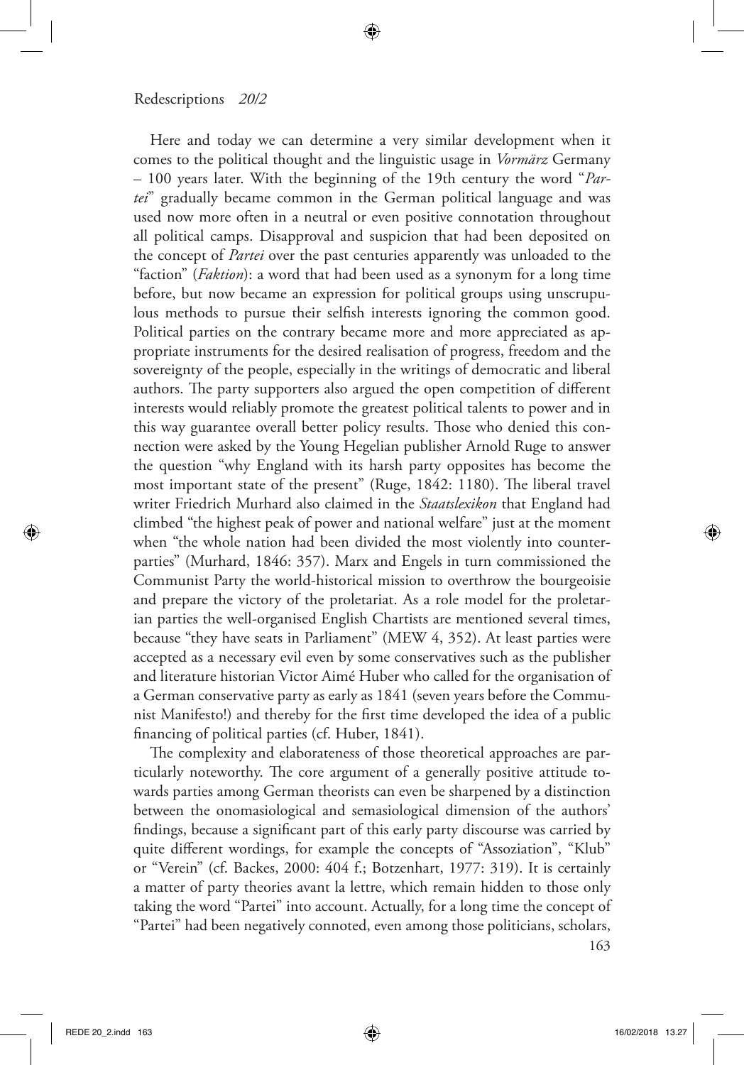Here and today we can determine a very similar development when it comes to the political thought and the linguistic usage in *Vormärz* Germany – 100 years later. With the beginning of the 19th century the word "*Partei*" gradually became common in the German political language and was used now more often in a neutral or even positive connotation throughout all political camps. Disapproval and suspicion that had been deposited on the concept of *Partei* over the past centuries apparently was unloaded to the "faction" (*Faktion*): a word that had been used as a synonym for a long time before, but now became an expression for political groups using unscrupulous methods to pursue their selfish interests ignoring the common good. Political parties on the contrary became more and more appreciated as appropriate instruments for the desired realisation of progress, freedom and the sovereignty of the people, especially in the writings of democratic and liberal authors. The party supporters also argued the open competition of different interests would reliably promote the greatest political talents to power and in this way guarantee overall better policy results. Those who denied this connection were asked by the Young Hegelian publisher Arnold Ruge to answer the question "why England with its harsh party opposites has become the most important state of the present" (Ruge, 1842: 1180). The liberal travel writer Friedrich Murhard also claimed in the *Staatslexikon* that England had climbed "the highest peak of power and national welfare" just at the moment when "the whole nation had been divided the most violently into counterparties" (Murhard, 1846: 357). Marx and Engels in turn commissioned the Communist Party the world-historical mission to overthrow the bourgeoisie and prepare the victory of the proletariat. As a role model for the proletarian parties the well-organised English Chartists are mentioned several times, because "they have seats in Parliament" (MEW 4, 352). At least parties were accepted as a necessary evil even by some conservatives such as the publisher and literature historian Victor Aimé Huber who called for the organisation of a German conservative party as early as 1841 (seven years before the Communist Manifesto!) and thereby for the first time developed the idea of a public financing of political parties (cf. Huber, 1841).

The complexity and elaborateness of those theoretical approaches are particularly noteworthy. The core argument of a generally positive attitude towards parties among German theorists can even be sharpened by a distinction between the onomasiological and semasiological dimension of the authors' findings, because a significant part of this early party discourse was carried by quite different wordings, for example the concepts of "Assoziation", "Klub" or "Verein" (cf. Backes, 2000: 404 f.; Botzenhart, 1977: 319). It is certainly a matter of party theories avant la lettre, which remain hidden to those only taking the word "Partei" into account. Actually, for a long time the concept of "Partei" had been negatively connoted, even among those politicians, scholars,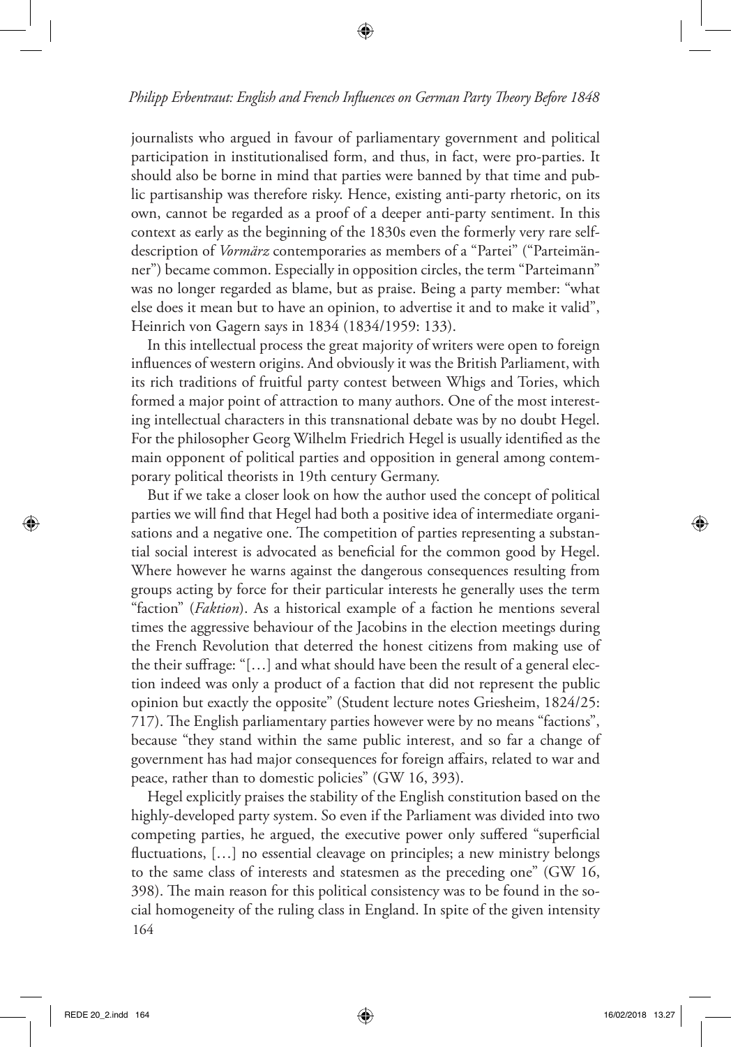journalists who argued in favour of parliamentary government and political participation in institutionalised form, and thus, in fact, were pro-parties. It should also be borne in mind that parties were banned by that time and public partisanship was therefore risky. Hence, existing anti-party rhetoric, on its own, cannot be regarded as a proof of a deeper anti-party sentiment. In this context as early as the beginning of the 1830s even the formerly very rare self-description of *Vormärz* contemporaries as members of a "Partei" ("Parteimänner") became common. Especially in opposition circles, the term "Parteimann" was no longer regarded as blame, but as praise. Being a party member: "what else does it mean but to have an opinion, to advertise it and to make it valid", Heinrich von Gagern says in 1834 (1834/1959: 133).

In this intellectual process the great majority of writers were open to foreign influences of western origins. And obviously it was the British Parliament, with its rich traditions of fruitful party contest between Whigs and Tories, which formed a major point of attraction to many authors. One of the most interesting intellectual characters in this transnational debate was by no doubt Hegel. For the philosopher Georg Wilhelm Friedrich Hegel is usually identified as the main opponent of political parties and opposition in general among contemporary political theorists in 19th century Germany.

But if we take a closer look on how the author used the concept of political parties we will find that Hegel had both a positive idea of intermediate organisations and a negative one. The competition of parties representing a substantial social interest is advocated as beneficial for the common good by Hegel. Where however he warns against the dangerous consequences resulting from groups acting by force for their particular interests he generally uses the term "faction" (*Faktion*). As a historical example of a faction he mentions several times the aggressive behaviour of the Jacobins in the election meetings during the French Revolution that deterred the honest citizens from making use of the their suffrage: "[…] and what should have been the result of a general election indeed was only a product of a faction that did not represent the public opinion but exactly the opposite" (Student lecture notes Griesheim, 1824/25: 717). The English parliamentary parties however were by no means "factions", because "they stand within the same public interest, and so far a change of government has had major consequences for foreign affairs, related to war and peace, rather than to domestic policies" (GW 16, 393).

Hegel explicitly praises the stability of the English constitution based on the highly-developed party system. So even if the Parliament was divided into two competing parties, he argued, the executive power only suffered "superficial fluctuations, […] no essential cleavage on principles; a new ministry belongs to the same class of interests and statesmen as the preceding one" (GW 16, 398). The main reason for this political consistency was to be found in the social homogeneity of the ruling class in England. In spite of the given intensity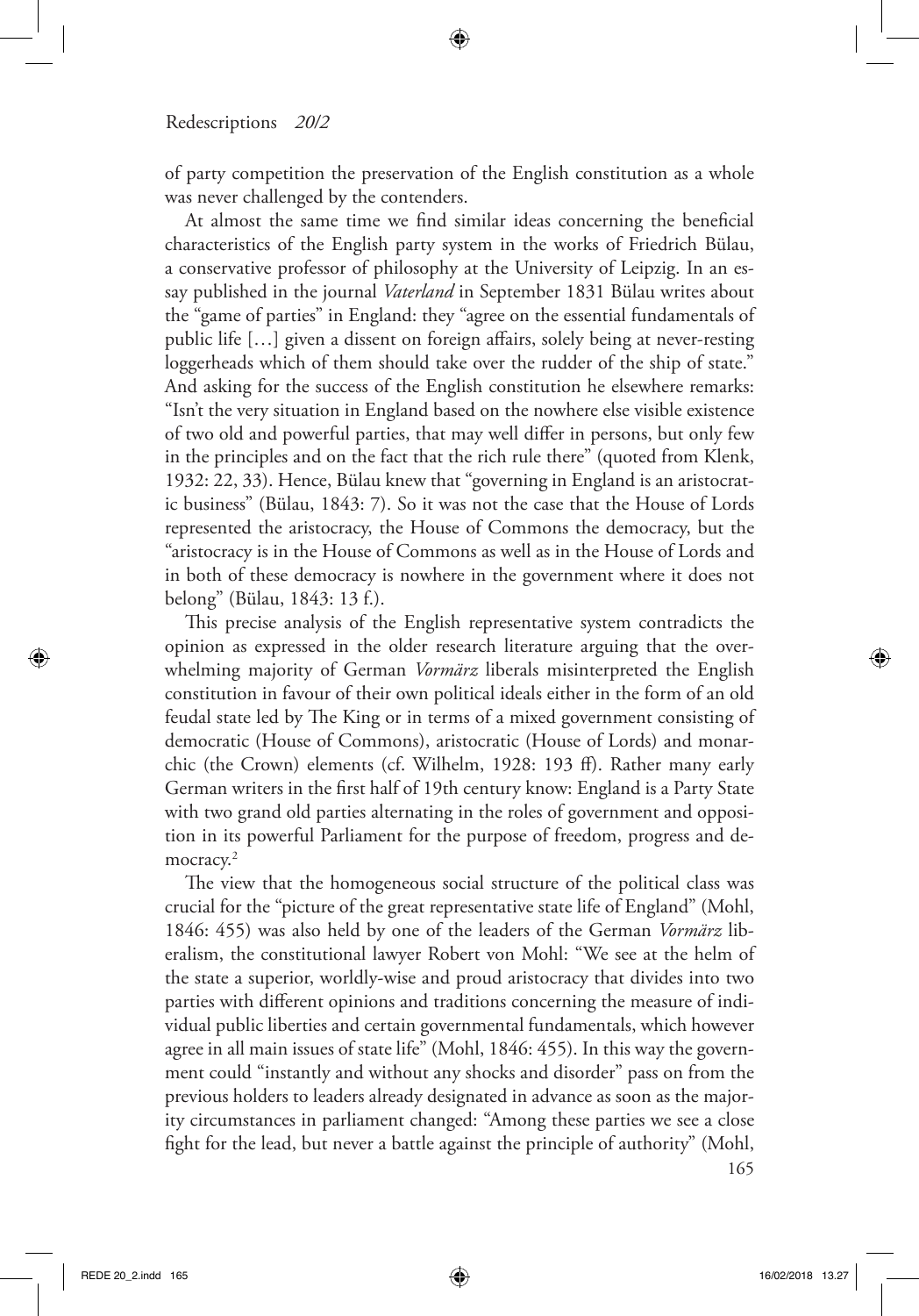of party competition the preservation of the English constitution as a whole was never challenged by the contenders.

At almost the same time we find similar ideas concerning the beneficial characteristics of the English party system in the works of Friedrich Bülau, a conservative professor of philosophy at the University of Leipzig. In an essay published in the journal *Vaterland* in September 1831 Bülau writes about the "game of parties" in England: they "agree on the essential fundamentals of public life […] given a dissent on foreign affairs, solely being at never-resting loggerheads which of them should take over the rudder of the ship of state." And asking for the success of the English constitution he elsewhere remarks: "Isn't the very situation in England based on the nowhere else visible existence of two old and powerful parties, that may well differ in persons, but only few in the principles and on the fact that the rich rule there" (quoted from Klenk, 1932: 22, 33). Hence, Bülau knew that "governing in England is an aristocratic business" (Bülau, 1843: 7). So it was not the case that the House of Lords represented the aristocracy, the House of Commons the democracy, but the "aristocracy is in the House of Commons as well as in the House of Lords and in both of these democracy is nowhere in the government where it does not belong" (Bülau, 1843: 13 f.).

This precise analysis of the English representative system contradicts the opinion as expressed in the older research literature arguing that the overwhelming majority of German *Vormärz* liberals misinterpreted the English constitution in favour of their own political ideals either in the form of an old feudal state led by The King or in terms of a mixed government consisting of democratic (House of Commons), aristocratic (House of Lords) and monarchic (the Crown) elements (cf. Wilhelm, 1928: 193 ff). Rather many early German writers in the first half of 19th century know: England is a Party State with two grand old parties alternating in the roles of government and opposition in its powerful Parliament for the purpose of freedom, progress and democracy.[2]

The view that the homogeneous social structure of the political class was crucial for the "picture of the great representative state life of England" (Mohl, 1846: 455) was also held by one of the leaders of the German *Vormärz* liberalism, the constitutional lawyer Robert von Mohl: "We see at the helm of the state a superior, worldly-wise and proud aristocracy that divides into two parties with different opinions and traditions concerning the measure of individual public liberties and certain governmental fundamentals, which however agree in all main issues of state life" (Mohl, 1846: 455). In this way the government could "instantly and without any shocks and disorder" pass on from the previous holders to leaders already designated in advance as soon as the majority circumstances in parliament changed: "Among these parties we see a close fight for the lead, but never a battle against the principle of authority" (Mohl,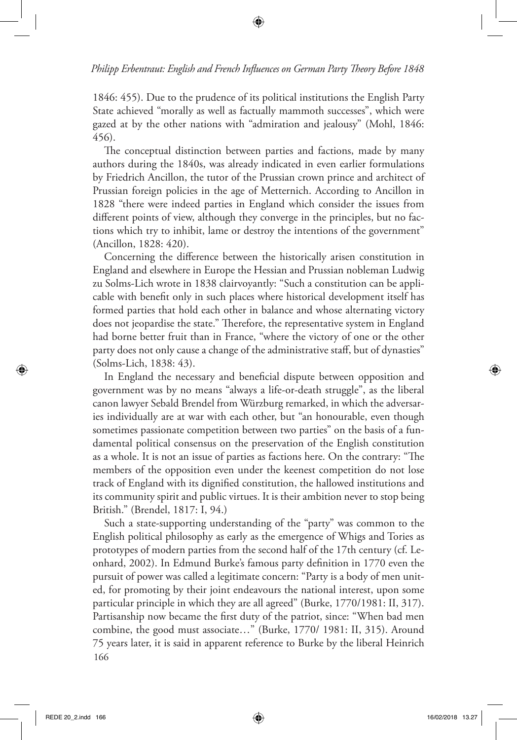1846: 455). Due to the prudence of its political institutions the English Party State achieved "morally as well as factually mammoth successes", which were gazed at by the other nations with "admiration and jealousy" (Mohl, 1846: 456).

The conceptual distinction between parties and factions, made by many authors during the 1840s, was already indicated in even earlier formulations by Friedrich Ancillon, the tutor of the Prussian crown prince and architect of Prussian foreign policies in the age of Metternich. According to Ancillon in 1828 "there were indeed parties in England which consider the issues from different points of view, although they converge in the principles, but no factions which try to inhibit, lame or destroy the intentions of the government" (Ancillon, 1828: 420).

Concerning the difference between the historically arisen constitution in England and elsewhere in Europe the Hessian and Prussian nobleman Ludwig zu Solms-Lich wrote in 1838 clairvoyantly: "Such a constitution can be applicable with benefit only in such places where historical development itself has formed parties that hold each other in balance and whose alternating victory does not jeopardise the state." Therefore, the representative system in England had borne better fruit than in France, "where the victory of one or the other party does not only cause a change of the administrative staff, but of dynasties" (Solms-Lich, 1838: 43).

In England the necessary and beneficial dispute between opposition and government was by no means "always a life-or-death struggle", as the liberal canon lawyer Sebald Brendel from Würzburg remarked, in which the adversaries individually are at war with each other, but "an honourable, even though sometimes passionate competition between two parties" on the basis of a fundamental political consensus on the preservation of the English constitution as a whole. It is not an issue of parties as factions here. On the contrary: "The members of the opposition even under the keenest competition do not lose track of England with its dignified constitution, the hallowed institutions and its community spirit and public virtues. It is their ambition never to stop being British." (Brendel, 1817: I, 94.)

Such a state-supporting understanding of the "party" was common to the English political philosophy as early as the emergence of Whigs and Tories as prototypes of modern parties from the second half of the 17th century (cf. Leonhard, 2002). In Edmund Burke's famous party definition in 1770 even the pursuit of power was called a legitimate concern: "Party is a body of men united, for promoting by their joint endeavours the national interest, upon some particular principle in which they are all agreed" (Burke, 1770/1981: II, 317). Partisanship now became the first duty of the patriot, since: "When bad men combine, the good must associate…" (Burke, 1770/ 1981: II, 315). Around 75 years later, it is said in apparent reference to Burke by the liberal Heinrich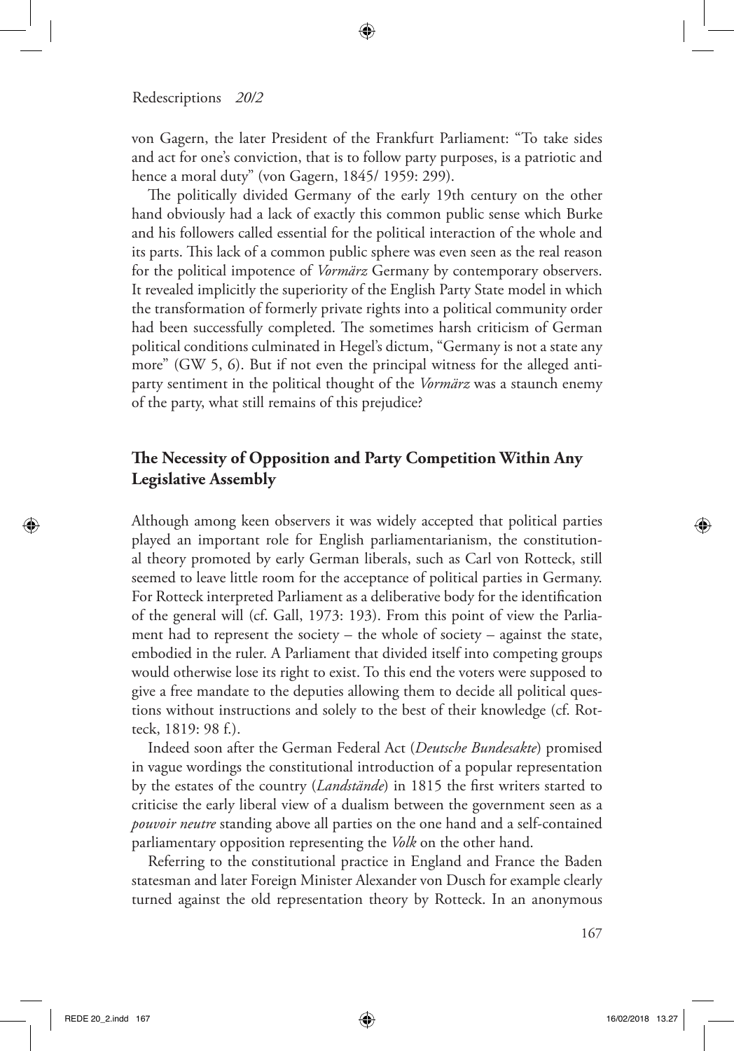von Gagern, the later President of the Frankfurt Parliament: "To take sides and act for one's conviction, that is to follow party purposes, is a patriotic and hence a moral duty" (von Gagern, 1845/ 1959: 299).

The politically divided Germany of the early 19th century on the other hand obviously had a lack of exactly this common public sense which Burke and his followers called essential for the political interaction of the whole and its parts. This lack of a common public sphere was even seen as the real reason for the political impotence of *Vormärz* Germany by contemporary observers. It revealed implicitly the superiority of the English Party State model in which the transformation of formerly private rights into a political community order had been successfully completed. The sometimes harsh criticism of German political conditions culminated in Hegel's dictum, "Germany is not a state any more" (GW 5, 6). But if not even the principal witness for the alleged anti-party sentiment in the political thought of the *Vormärz* was a staunch enemy of the party, what still remains of this prejudice?

## The Necessity of Opposition and Party Competition Within Any Legislative Assembly

Although among keen observers it was widely accepted that political parties played an important role for English parliamentarianism, the constitutional theory promoted by early German liberals, such as Carl von Rotteck, still seemed to leave little room for the acceptance of political parties in Germany. For Rotteck interpreted Parliament as a deliberative body for the identification of the general will (cf. Gall, 1973: 193). From this point of view the Parliament had to represent the society – the whole of society – against the state, embodied in the ruler. A Parliament that divided itself into competing groups would otherwise lose its right to exist. To this end the voters were supposed to give a free mandate to the deputies allowing them to decide all political questions without instructions and solely to the best of their knowledge (cf. Rotteck, 1819: 98 f.).

Indeed soon after the German Federal Act (*Deutsche Bundesakte*) promised in vague wordings the constitutional introduction of a popular representation by the estates of the country (*Landstände*) in 1815 the first writers started to criticise the early liberal view of a dualism between the government seen as a *pouvoir neutre* standing above all parties on the one hand and a self-contained parliamentary opposition representing the *Volk* on the other hand.

Referring to the constitutional practice in England and France the Baden statesman and later Foreign Minister Alexander von Dusch for example clearly turned against the old representation theory by Rotteck. In an anonymous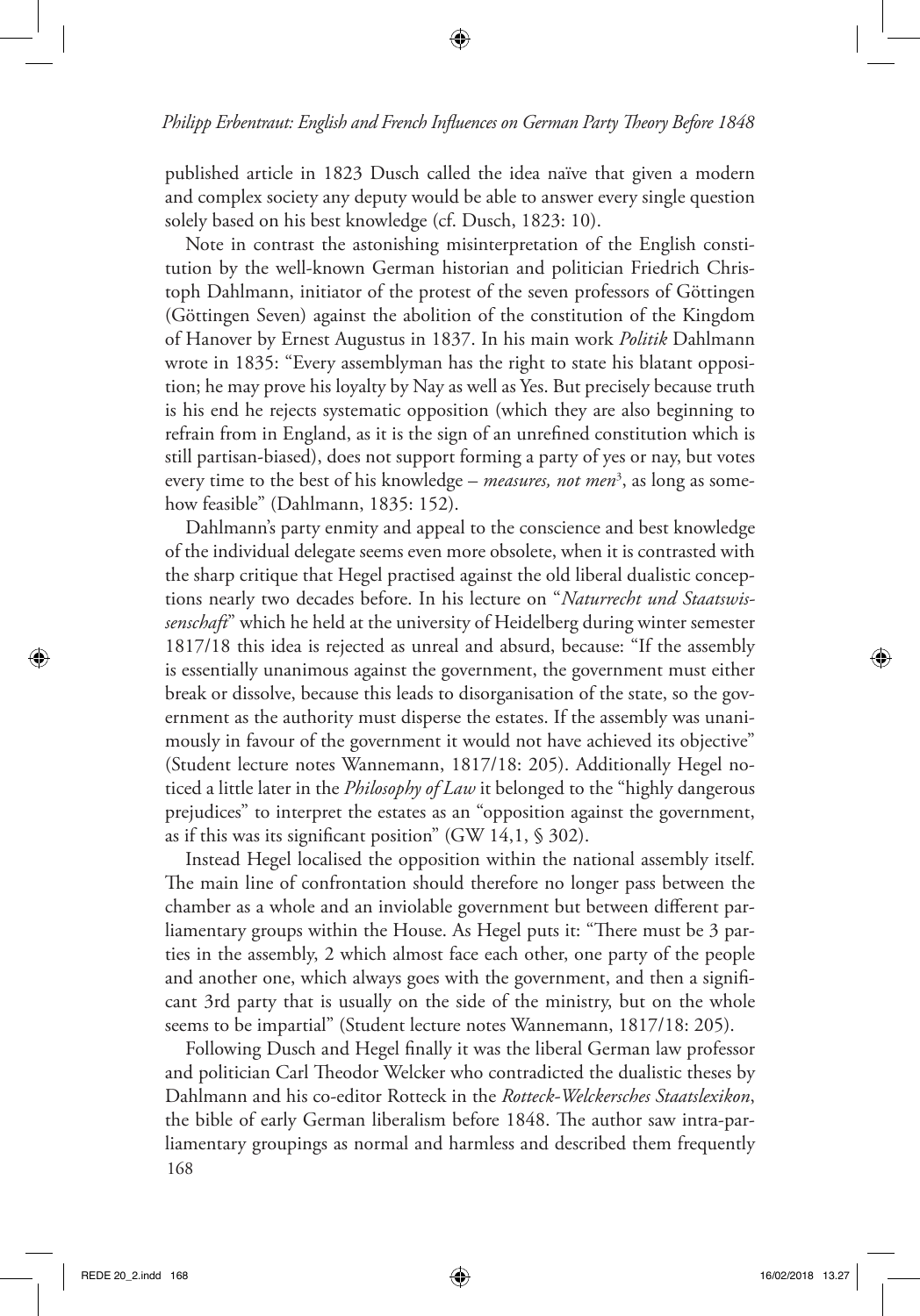published article in 1823 Dusch called the idea naïve that given a modern and complex society any deputy would be able to answer every single question solely based on his best knowledge (cf. Dusch, 1823: 10).

Note in contrast the astonishing misinterpretation of the English constitution by the well-known German historian and politician Friedrich Christoph Dahlmann, initiator of the protest of the seven professors of Göttingen (Göttingen Seven) against the abolition of the constitution of the Kingdom of Hanover by Ernest Augustus in 1837. In his main work *Politik* Dahlmann wrote in 1835: "Every assemblyman has the right to state his blatant opposition; he may prove his loyalty by Nay as well as Yes. But precisely because truth is his end he rejects systematic opposition (which they are also beginning to refrain from in England, as it is the sign of an unrefined constitution which is still partisan-biased), does not support forming a party of yes or nay, but votes every time to the best of his knowledge – *measures, not men*[3], as long as somehow feasible" (Dahlmann, 1835: 152).

Dahlmann's party enmity and appeal to the conscience and best knowledge of the individual delegate seems even more obsolete, when it is contrasted with the sharp critique that Hegel practised against the old liberal dualistic conceptions nearly two decades before. In his lecture on "*Naturrecht und Staatswissenschaft*" which he held at the university of Heidelberg during winter semester 1817/18 this idea is rejected as unreal and absurd, because: "If the assembly is essentially unanimous against the government, the government must either break or dissolve, because this leads to disorganisation of the state, so the government as the authority must disperse the estates. If the assembly was unanimously in favour of the government it would not have achieved its objective" (Student lecture notes Wannemann, 1817/18: 205). Additionally Hegel noticed a little later in the *Philosophy of Law* it belonged to the "highly dangerous prejudices" to interpret the estates as an "opposition against the government, as if this was its significant position" (GW 14,1, § 302).

Instead Hegel localised the opposition within the national assembly itself. The main line of confrontation should therefore no longer pass between the chamber as a whole and an inviolable government but between different parliamentary groups within the House. As Hegel puts it: "There must be 3 parties in the assembly, 2 which almost face each other, one party of the people and another one, which always goes with the government, and then a significant 3rd party that is usually on the side of the ministry, but on the whole seems to be impartial" (Student lecture notes Wannemann, 1817/18: 205).

Following Dusch and Hegel finally it was the liberal German law professor and politician Carl Theodor Welcker who contradicted the dualistic theses by Dahlmann and his co-editor Rotteck in the *Rotteck-Welckersches Staatslexikon*, the bible of early German liberalism before 1848. The author saw intra-parliamentary groupings as normal and harmless and described them frequently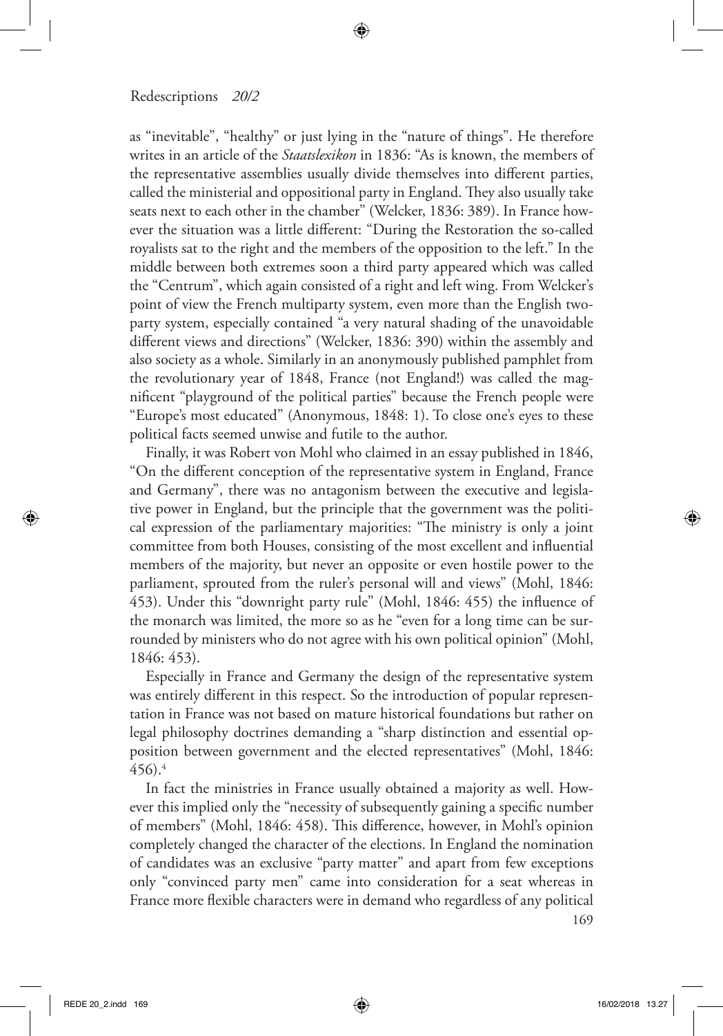as "inevitable", "healthy" or just lying in the "nature of things". He therefore writes in an article of the *Staatslexikon* in 1836: "As is known, the members of the representative assemblies usually divide themselves into different parties, called the ministerial and oppositional party in England. They also usually take seats next to each other in the chamber" (Welcker, 1836: 389). In France however the situation was a little different: "During the Restoration the so-called royalists sat to the right and the members of the opposition to the left." In the middle between both extremes soon a third party appeared which was called the "Centrum", which again consisted of a right and left wing. From Welcker's point of view the French multiparty system, even more than the English two-party system, especially contained "a very natural shading of the unavoidable different views and directions" (Welcker, 1836: 390) within the assembly and also society as a whole. Similarly in an anonymously published pamphlet from the revolutionary year of 1848, France (not England!) was called the magnificent "playground of the political parties" because the French people were "Europe's most educated" (Anonymous, 1848: 1). To close one's eyes to these political facts seemed unwise and futile to the author.

Finally, it was Robert von Mohl who claimed in an essay published in 1846, "On the different conception of the representative system in England, France and Germany", there was no antagonism between the executive and legislative power in England, but the principle that the government was the political expression of the parliamentary majorities: "The ministry is only a joint committee from both Houses, consisting of the most excellent and influential members of the majority, but never an opposite or even hostile power to the parliament, sprouted from the ruler's personal will and views" (Mohl, 1846: 453). Under this "downright party rule" (Mohl, 1846: 455) the influence of the monarch was limited, the more so as he "even for a long time can be surrounded by ministers who do not agree with his own political opinion" (Mohl, 1846: 453).

Especially in France and Germany the design of the representative system was entirely different in this respect. So the introduction of popular representation in France was not based on mature historical foundations but rather on legal philosophy doctrines demanding a "sharp distinction and essential opposition between government and the elected representatives" (Mohl, 1846: 456).[4]

In fact the ministries in France usually obtained a majority as well. However this implied only the "necessity of subsequently gaining a specific number of members" (Mohl, 1846: 458). This difference, however, in Mohl's opinion completely changed the character of the elections. In England the nomination of candidates was an exclusive "party matter" and apart from few exceptions only "convinced party men" came into consideration for a seat whereas in France more flexible characters were in demand who regardless of any political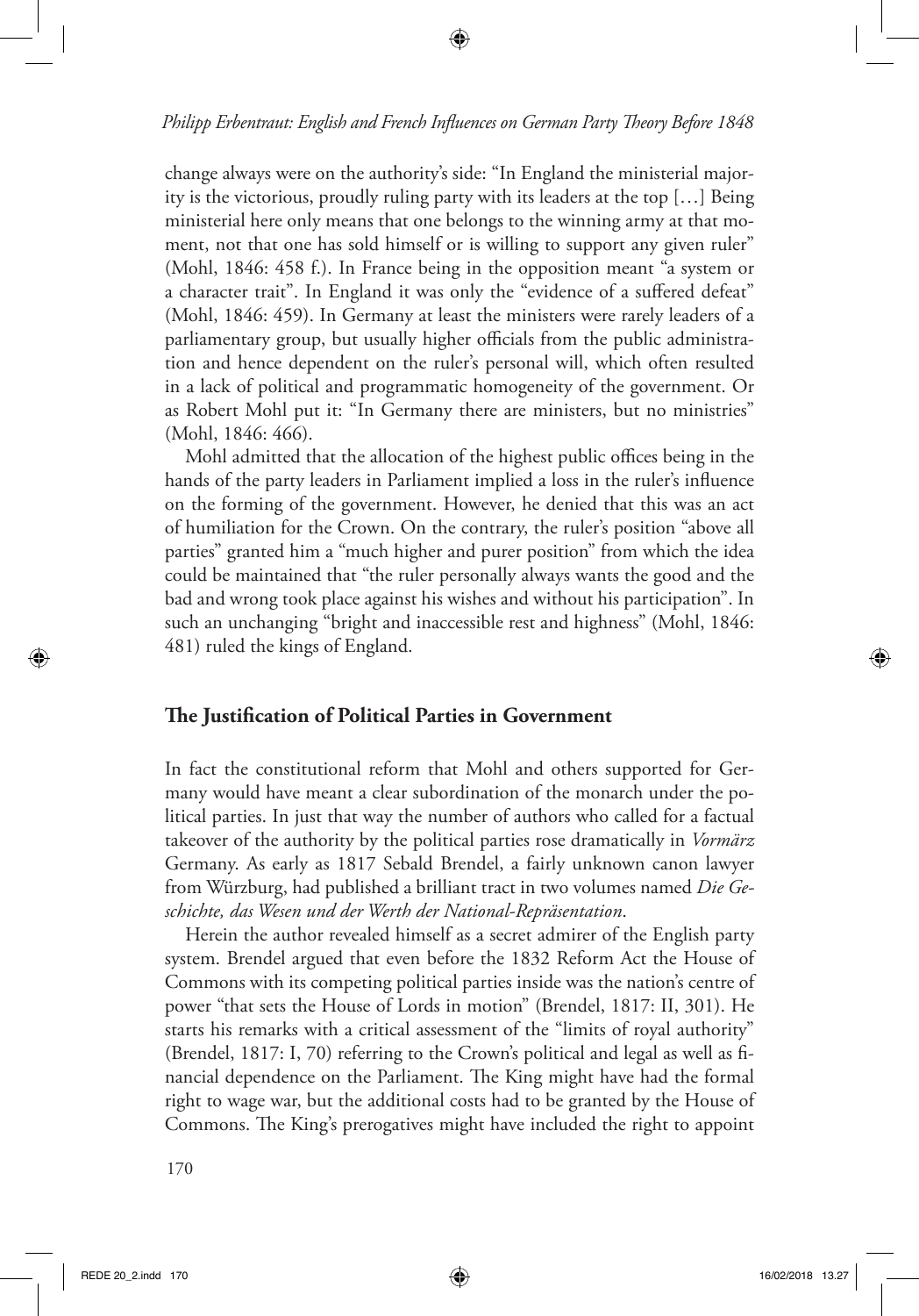change always were on the authority's side: "In England the ministerial majority is the victorious, proudly ruling party with its leaders at the top […] Being ministerial here only means that one belongs to the winning army at that moment, not that one has sold himself or is willing to support any given ruler" (Mohl, 1846: 458 f.). In France being in the opposition meant "a system or a character trait". In England it was only the "evidence of a suffered defeat" (Mohl, 1846: 459). In Germany at least the ministers were rarely leaders of a parliamentary group, but usually higher officials from the public administration and hence dependent on the ruler's personal will, which often resulted in a lack of political and programmatic homogeneity of the government. Or as Robert Mohl put it: "In Germany there are ministers, but no ministries" (Mohl, 1846: 466).

Mohl admitted that the allocation of the highest public offices being in the hands of the party leaders in Parliament implied a loss in the ruler's influence on the forming of the government. However, he denied that this was an act of humiliation for the Crown. On the contrary, the ruler's position "above all parties" granted him a "much higher and purer position" from which the idea could be maintained that "the ruler personally always wants the good and the bad and wrong took place against his wishes and without his participation". In such an unchanging "bright and inaccessible rest and highness" (Mohl, 1846: 481) ruled the kings of England.

## The Justification of Political Parties in Government

In fact the constitutional reform that Mohl and others supported for Germany would have meant a clear subordination of the monarch under the political parties. In just that way the number of authors who called for a factual takeover of the authority by the political parties rose dramatically in *Vormärz* Germany. As early as 1817 Sebald Brendel, a fairly unknown canon lawyer from Würzburg, had published a brilliant tract in two volumes named *Die Geschichte, das Wesen und der Werth der National-Repräsentation*.

Herein the author revealed himself as a secret admirer of the English party system. Brendel argued that even before the 1832 Reform Act the House of Commons with its competing political parties inside was the nation's centre of power "that sets the House of Lords in motion" (Brendel, 1817: II, 301). He starts his remarks with a critical assessment of the "limits of royal authority" (Brendel, 1817: I, 70) referring to the Crown's political and legal as well as financial dependence on the Parliament. The King might have had the formal right to wage war, but the additional costs had to be granted by the House of Commons. The King's prerogatives might have included the right to appoint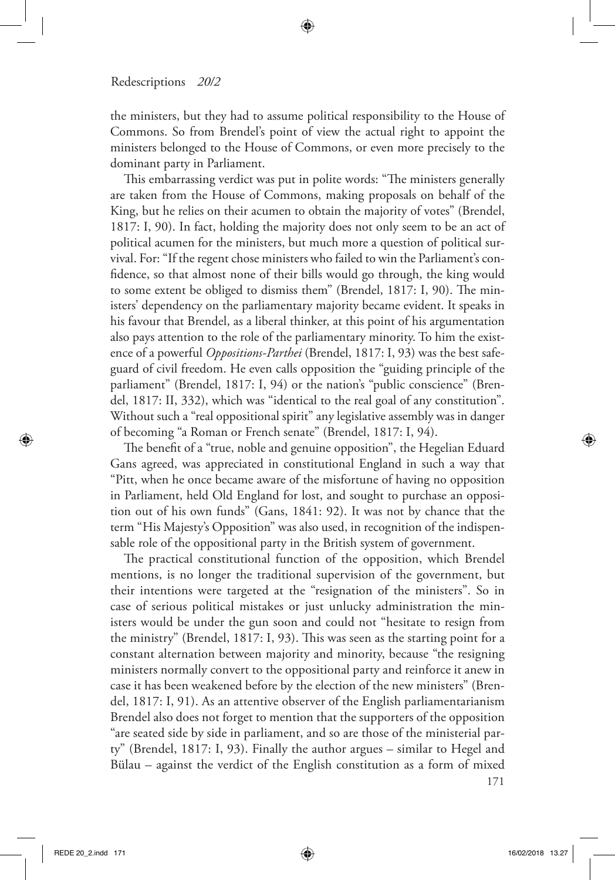the ministers, but they had to assume political responsibility to the House of Commons. So from Brendel's point of view the actual right to appoint the ministers belonged to the House of Commons, or even more precisely to the dominant party in Parliament.

This embarrassing verdict was put in polite words: "The ministers generally are taken from the House of Commons, making proposals on behalf of the King, but he relies on their acumen to obtain the majority of votes" (Brendel, 1817: I, 90). In fact, holding the majority does not only seem to be an act of political acumen for the ministers, but much more a question of political survival. For: "If the regent chose ministers who failed to win the Parliament's confidence, so that almost none of their bills would go through, the king would to some extent be obliged to dismiss them" (Brendel, 1817: I, 90). The ministers' dependency on the parliamentary majority became evident. It speaks in his favour that Brendel, as a liberal thinker, at this point of his argumentation also pays attention to the role of the parliamentary minority. To him the existence of a powerful *Oppositions-Parthei* (Brendel, 1817: I, 93) was the best safeguard of civil freedom. He even calls opposition the "guiding principle of the parliament" (Brendel, 1817: I, 94) or the nation's "public conscience" (Brendel, 1817: II, 332), which was "identical to the real goal of any constitution". Without such a "real oppositional spirit" any legislative assembly was in danger of becoming "a Roman or French senate" (Brendel, 1817: I, 94).

The benefit of a "true, noble and genuine opposition", the Hegelian Eduard Gans agreed, was appreciated in constitutional England in such a way that "Pitt, when he once became aware of the misfortune of having no opposition in Parliament, held Old England for lost, and sought to purchase an opposition out of his own funds" (Gans, 1841: 92). It was not by chance that the term "His Majesty's Opposition" was also used, in recognition of the indispensable role of the oppositional party in the British system of government.

The practical constitutional function of the opposition, which Brendel mentions, is no longer the traditional supervision of the government, but their intentions were targeted at the "resignation of the ministers". So in case of serious political mistakes or just unlucky administration the ministers would be under the gun soon and could not "hesitate to resign from the ministry" (Brendel, 1817: I, 93). This was seen as the starting point for a constant alternation between majority and minority, because "the resigning ministers normally convert to the oppositional party and reinforce it anew in case it has been weakened before by the election of the new ministers" (Brendel, 1817: I, 91). As an attentive observer of the English parliamentarianism Brendel also does not forget to mention that the supporters of the opposition "are seated side by side in parliament, and so are those of the ministerial party" (Brendel, 1817: I, 93). Finally the author argues – similar to Hegel and Bülau – against the verdict of the English constitution as a form of mixed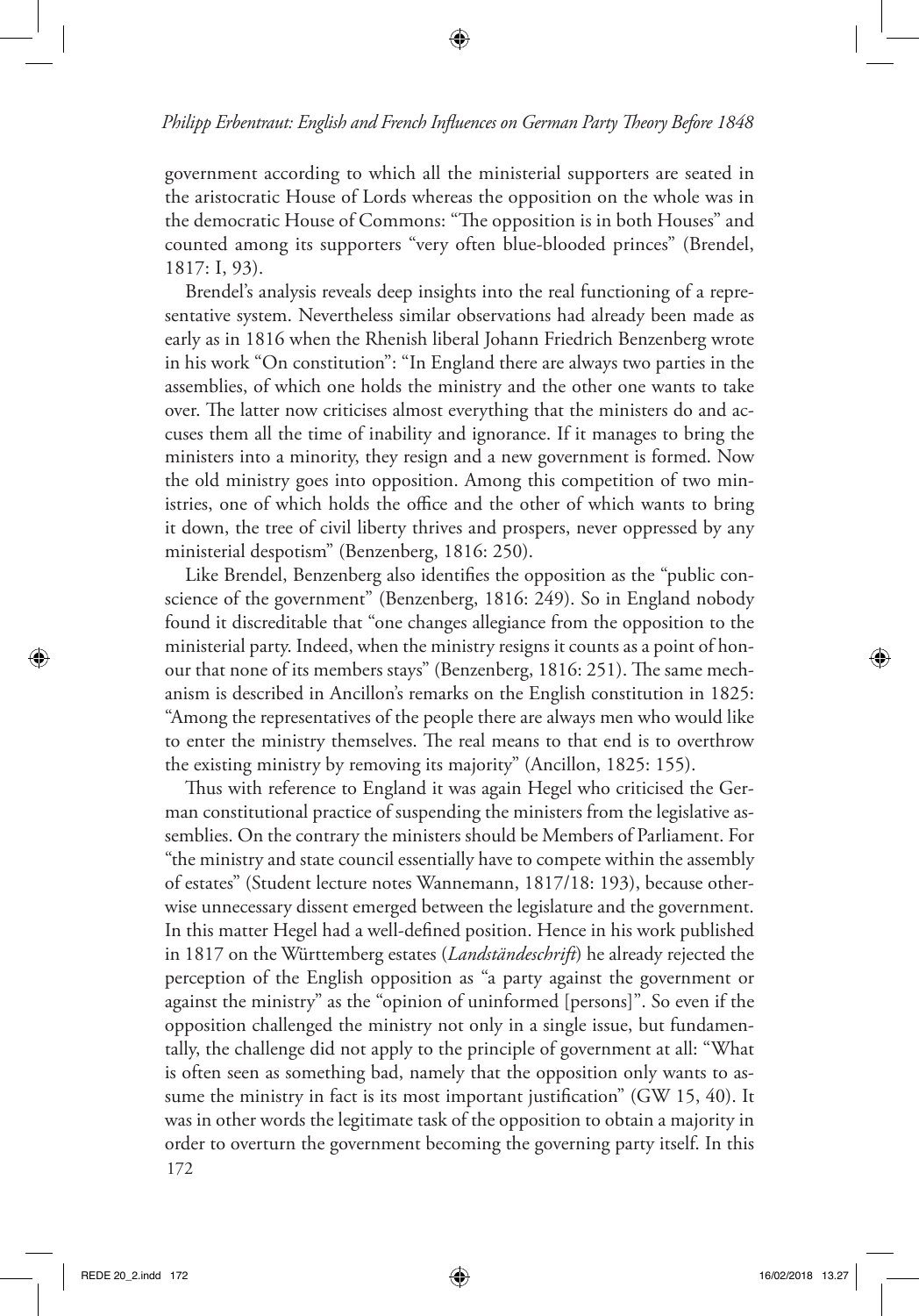government according to which all the ministerial supporters are seated in the aristocratic House of Lords whereas the opposition on the whole was in the democratic House of Commons: "The opposition is in both Houses" and counted among its supporters "very often blue-blooded princes" (Brendel, 1817: I, 93).

Brendel's analysis reveals deep insights into the real functioning of a representative system. Nevertheless similar observations had already been made as early as in 1816 when the Rhenish liberal Johann Friedrich Benzenberg wrote in his work "On constitution": "In England there are always two parties in the assemblies, of which one holds the ministry and the other one wants to take over. The latter now criticises almost everything that the ministers do and accuses them all the time of inability and ignorance. If it manages to bring the ministers into a minority, they resign and a new government is formed. Now the old ministry goes into opposition. Among this competition of two ministries, one of which holds the office and the other of which wants to bring it down, the tree of civil liberty thrives and prospers, never oppressed by any ministerial despotism" (Benzenberg, 1816: 250).

Like Brendel, Benzenberg also identifies the opposition as the "public conscience of the government" (Benzenberg, 1816: 249). So in England nobody found it discreditable that "one changes allegiance from the opposition to the ministerial party. Indeed, when the ministry resigns it counts as a point of honour that none of its members stays" (Benzenberg, 1816: 251). The same mechanism is described in Ancillon's remarks on the English constitution in 1825: "Among the representatives of the people there are always men who would like to enter the ministry themselves. The real means to that end is to overthrow the existing ministry by removing its majority" (Ancillon, 1825: 155).

Thus with reference to England it was again Hegel who criticised the German constitutional practice of suspending the ministers from the legislative assemblies. On the contrary the ministers should be Members of Parliament. For "the ministry and state council essentially have to compete within the assembly of estates" (Student lecture notes Wannemann, 1817/18: 193), because otherwise unnecessary dissent emerged between the legislature and the government. In this matter Hegel had a well-defined position. Hence in his work published in 1817 on the Württemberg estates (*Landständeschrift*) he already rejected the perception of the English opposition as "a party against the government or against the ministry" as the "opinion of uninformed [persons]". So even if the opposition challenged the ministry not only in a single issue, but fundamentally, the challenge did not apply to the principle of government at all: "What is often seen as something bad, namely that the opposition only wants to assume the ministry in fact is its most important justification" (GW 15, 40). It was in other words the legitimate task of the opposition to obtain a majority in order to overturn the government becoming the governing party itself. In this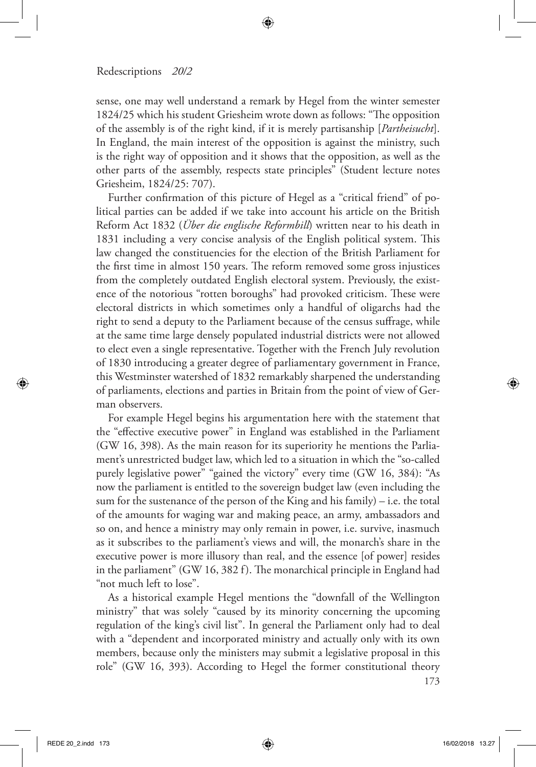sense, one may well understand a remark by Hegel from the winter semester 1824/25 which his student Griesheim wrote down as follows: "The opposition of the assembly is of the right kind, if it is merely partisanship [*Partheisucht*]. In England, the main interest of the opposition is against the ministry, such is the right way of opposition and it shows that the opposition, as well as the other parts of the assembly, respects state principles" (Student lecture notes Griesheim, 1824/25: 707).

Further confirmation of this picture of Hegel as a "critical friend" of political parties can be added if we take into account his article on the British Reform Act 1832 (*Über die englische Reformbill*) written near to his death in 1831 including a very concise analysis of the English political system. This law changed the constituencies for the election of the British Parliament for the first time in almost 150 years. The reform removed some gross injustices from the completely outdated English electoral system. Previously, the existence of the notorious "rotten boroughs" had provoked criticism. These were electoral districts in which sometimes only a handful of oligarchs had the right to send a deputy to the Parliament because of the census suffrage, while at the same time large densely populated industrial districts were not allowed to elect even a single representative. Together with the French July revolution of 1830 introducing a greater degree of parliamentary government in France, this Westminster watershed of 1832 remarkably sharpened the understanding of parliaments, elections and parties in Britain from the point of view of German observers.

For example Hegel begins his argumentation here with the statement that the "effective executive power" in England was established in the Parliament (GW 16, 398). As the main reason for its superiority he mentions the Parliament's unrestricted budget law, which led to a situation in which the "so-called purely legislative power" "gained the victory" every time (GW 16, 384): "As now the parliament is entitled to the sovereign budget law (even including the sum for the sustenance of the person of the King and his family) – i.e. the total of the amounts for waging war and making peace, an army, ambassadors and so on, and hence a ministry may only remain in power, i.e. survive, inasmuch as it subscribes to the parliament's views and will, the monarch's share in the executive power is more illusory than real, and the essence [of power] resides in the parliament" (GW 16, 382 f). The monarchical principle in England had "not much left to lose".

As a historical example Hegel mentions the "downfall of the Wellington ministry" that was solely "caused by its minority concerning the upcoming regulation of the king's civil list". In general the Parliament only had to deal with a "dependent and incorporated ministry and actually only with its own members, because only the ministers may submit a legislative proposal in this role" (GW 16, 393). According to Hegel the former constitutional theory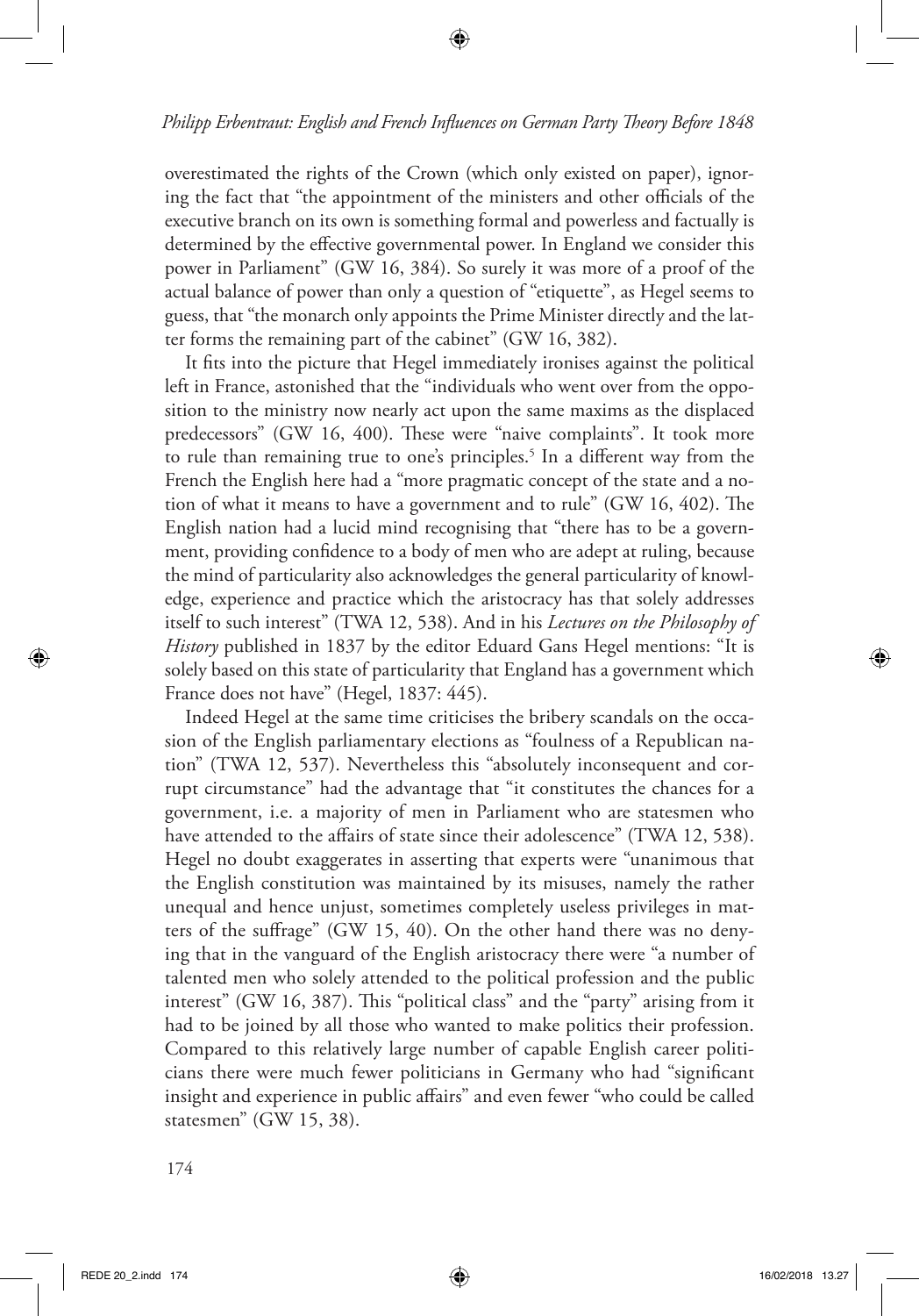overestimated the rights of the Crown (which only existed on paper), ignoring the fact that "the appointment of the ministers and other officials of the executive branch on its own is something formal and powerless and factually is determined by the effective governmental power. In England we consider this power in Parliament" (GW 16, 384). So surely it was more of a proof of the actual balance of power than only a question of "etiquette", as Hegel seems to guess, that "the monarch only appoints the Prime Minister directly and the latter forms the remaining part of the cabinet" (GW 16, 382).

It fits into the picture that Hegel immediately ironises against the political left in France, astonished that the "individuals who went over from the opposition to the ministry now nearly act upon the same maxims as the displaced predecessors" (GW 16, 400). These were "naive complaints". It took more to rule than remaining true to one's principles.[5] In a different way from the French the English here had a "more pragmatic concept of the state and a notion of what it means to have a government and to rule" (GW 16, 402). The English nation had a lucid mind recognising that "there has to be a government, providing confidence to a body of men who are adept at ruling, because the mind of particularity also acknowledges the general particularity of knowledge, experience and practice which the aristocracy has that solely addresses itself to such interest" (TWA 12, 538). And in his *Lectures on the Philosophy of History* published in 1837 by the editor Eduard Gans Hegel mentions: "It is solely based on this state of particularity that England has a government which France does not have" (Hegel, 1837: 445).

Indeed Hegel at the same time criticises the bribery scandals on the occasion of the English parliamentary elections as "foulness of a Republican nation" (TWA 12, 537). Nevertheless this "absolutely inconsequent and corrupt circumstance" had the advantage that "it constitutes the chances for a government, i.e. a majority of men in Parliament who are statesmen who have attended to the affairs of state since their adolescence" (TWA 12, 538). Hegel no doubt exaggerates in asserting that experts were "unanimous that the English constitution was maintained by its misuses, namely the rather unequal and hence unjust, sometimes completely useless privileges in matters of the suffrage" (GW 15, 40). On the other hand there was no denying that in the vanguard of the English aristocracy there were "a number of talented men who solely attended to the political profession and the public interest" (GW 16, 387). This "political class" and the "party" arising from it had to be joined by all those who wanted to make politics their profession. Compared to this relatively large number of capable English career politicians there were much fewer politicians in Germany who had "significant insight and experience in public affairs" and even fewer "who could be called statesmen" (GW 15, 38).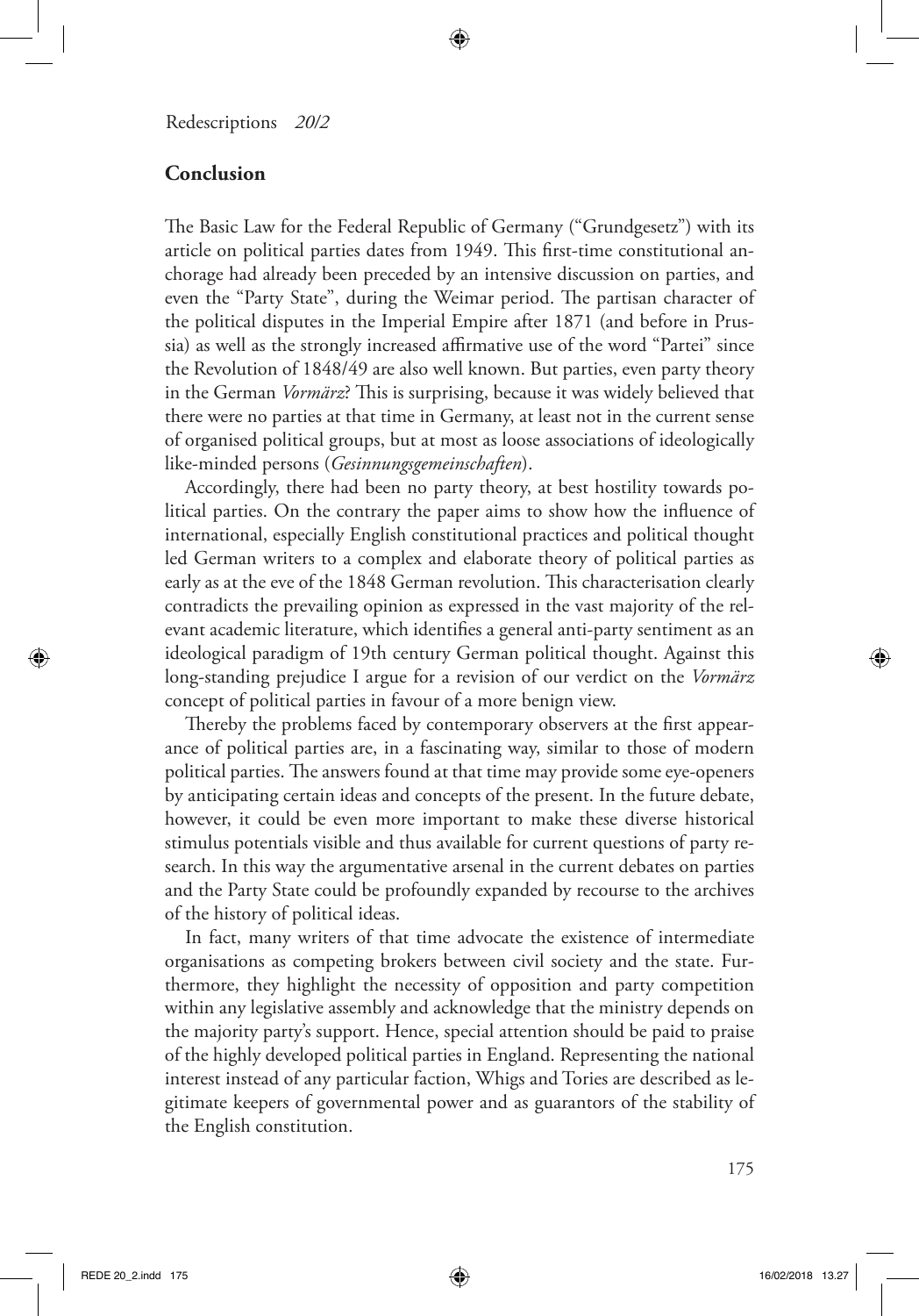## Conclusion

The Basic Law for the Federal Republic of Germany ("Grundgesetz") with its article on political parties dates from 1949. This first-time constitutional anchorage had already been preceded by an intensive discussion on parties, and even the "Party State", during the Weimar period. The partisan character of the political disputes in the Imperial Empire after 1871 (and before in Prussia) as well as the strongly increased affirmative use of the word "Partei" since the Revolution of 1848/49 are also well known. But parties, even party theory in the German *Vormärz*? This is surprising, because it was widely believed that there were no parties at that time in Germany, at least not in the current sense of organised political groups, but at most as loose associations of ideologically like-minded persons (*Gesinnungsgemeinschaften*).

Accordingly, there had been no party theory, at best hostility towards political parties. On the contrary the paper aims to show how the influence of international, especially English constitutional practices and political thought led German writers to a complex and elaborate theory of political parties as early as at the eve of the 1848 German revolution. This characterisation clearly contradicts the prevailing opinion as expressed in the vast majority of the relevant academic literature, which identifies a general anti-party sentiment as an ideological paradigm of 19th century German political thought. Against this long-standing prejudice I argue for a revision of our verdict on the *Vormärz* concept of political parties in favour of a more benign view.

Thereby the problems faced by contemporary observers at the first appearance of political parties are, in a fascinating way, similar to those of modern political parties. The answers found at that time may provide some eye-openers by anticipating certain ideas and concepts of the present. In the future debate, however, it could be even more important to make these diverse historical stimulus potentials visible and thus available for current questions of party research. In this way the argumentative arsenal in the current debates on parties and the Party State could be profoundly expanded by recourse to the archives of the history of political ideas.

In fact, many writers of that time advocate the existence of intermediate organisations as competing brokers between civil society and the state. Furthermore, they highlight the necessity of opposition and party competition within any legislative assembly and acknowledge that the ministry depends on the majority party's support. Hence, special attention should be paid to praise of the highly developed political parties in England. Representing the national interest instead of any particular faction, Whigs and Tories are described as legitimate keepers of governmental power and as guarantors of the stability of the English constitution.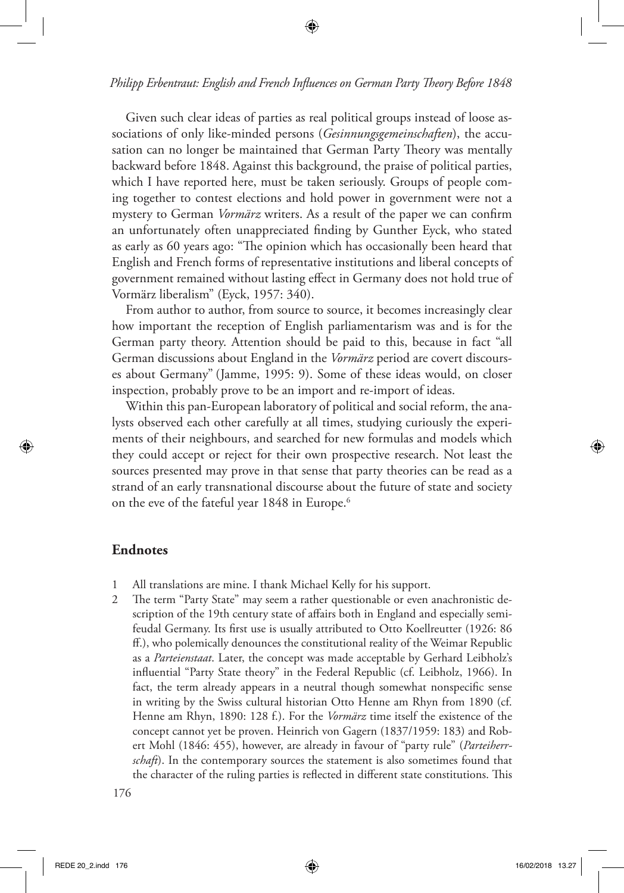Given such clear ideas of parties as real political groups instead of loose associations of only like-minded persons (*Gesinnungsgemeinschaften*), the accusation can no longer be maintained that German Party Theory was mentally backward before 1848. Against this background, the praise of political parties, which I have reported here, must be taken seriously. Groups of people coming together to contest elections and hold power in government were not a mystery to German *Vormärz* writers. As a result of the paper we can confirm an unfortunately often unappreciated finding by Gunther Eyck, who stated as early as 60 years ago: "The opinion which has occasionally been heard that English and French forms of representative institutions and liberal concepts of government remained without lasting effect in Germany does not hold true of Vormärz liberalism" (Eyck, 1957: 340).

From author to author, from source to source, it becomes increasingly clear how important the reception of English parliamentarism was and is for the German party theory. Attention should be paid to this, because in fact "all German discussions about England in the *Vormärz* period are covert discourses about Germany" (Jamme, 1995: 9). Some of these ideas would, on closer inspection, probably prove to be an import and re-import of ideas.

Within this pan-European laboratory of political and social reform, the analysts observed each other carefully at all times, studying curiously the experiments of their neighbours, and searched for new formulas and models which they could accept or reject for their own prospective research. Not least the sources presented may prove in that sense that party theories can be read as a strand of an early transnational discourse about the future of state and society on the eve of the fateful year 1848 in Europe.[6]

## Endnotes

1 All translations are mine. I thank Michael Kelly for his support.

2 The term "Party State" may seem a rather questionable or even anachronistic description of the 19th century state of affairs both in England and especially semi-feudal Germany. Its first use is usually attributed to Otto Koellreutter (1926: 86 ff.), who polemically denounces the constitutional reality of the Weimar Republic as a *Parteienstaat*. Later, the concept was made acceptable by Gerhard Leibholz's influential "Party State theory" in the Federal Republic (cf. Leibholz, 1966). In fact, the term already appears in a neutral though somewhat nonspecific sense in writing by the Swiss cultural historian Otto Henne am Rhyn from 1890 (cf. Henne am Rhyn, 1890: 128 f.). For the *Vormärz* time itself the existence of the concept cannot yet be proven. Heinrich von Gagern (1837/1959: 183) and Robert Mohl (1846: 455), however, are already in favour of "party rule" (*Parteiherrschaft*). In the contemporary sources the statement is also sometimes found that the character of the ruling parties is reflected in different state constitutions. This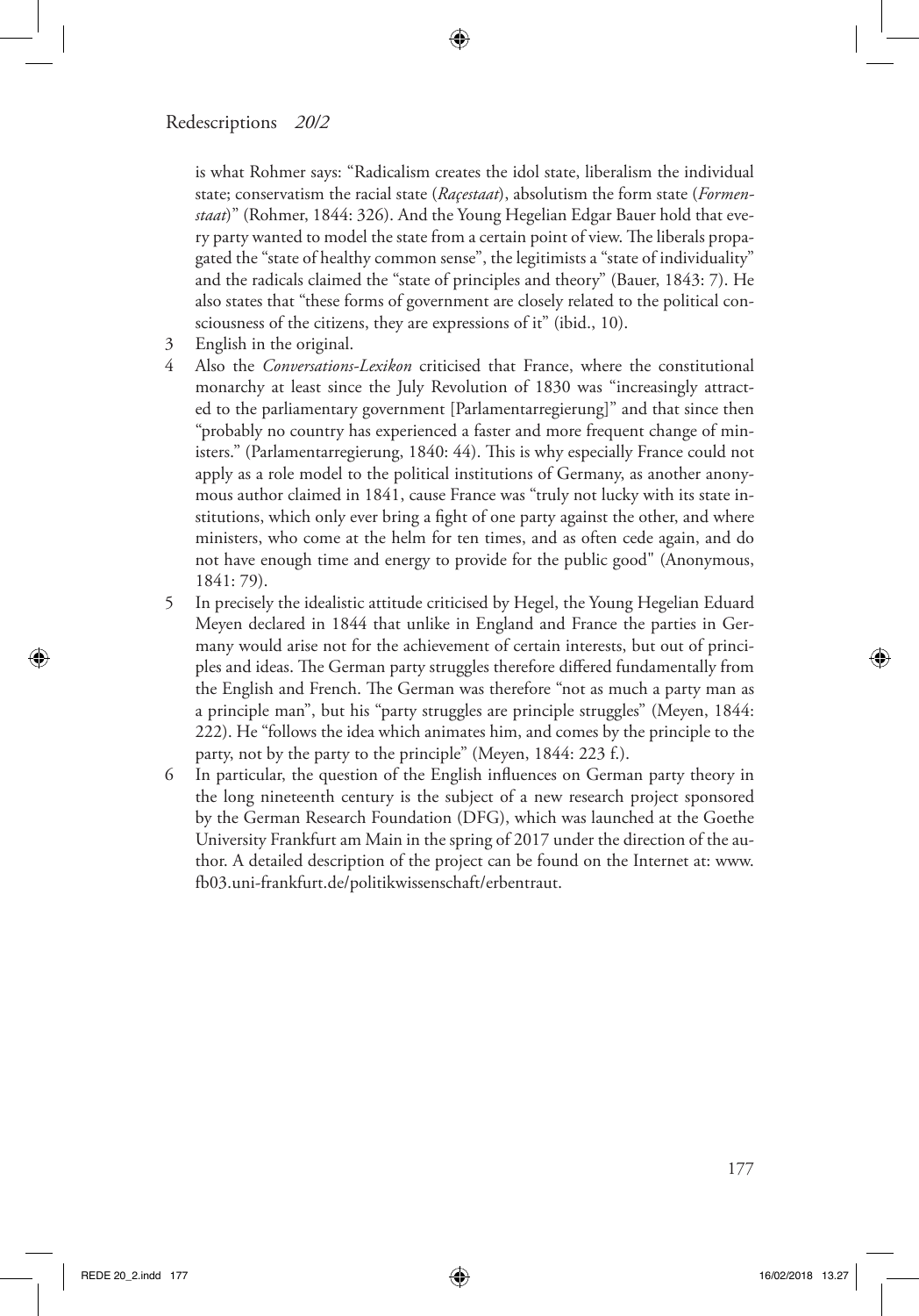is what Rohmer says: "Radicalism creates the idol state, liberalism the individual state; conservatism the racial state (*Raçestaat*), absolutism the form state (*Formenstaat*)" (Rohmer, 1844: 326). And the Young Hegelian Edgar Bauer hold that every party wanted to model the state from a certain point of view. The liberals propagated the "state of healthy common sense", the legitimists a "state of individuality" and the radicals claimed the "state of principles and theory" (Bauer, 1843: 7). He also states that "these forms of government are closely related to the political consciousness of the citizens, they are expressions of it" (ibid., 10).

3 English in the original.

4 Also the *Conversations-Lexikon* criticised that France, where the constitutional monarchy at least since the July Revolution of 1830 was "increasingly attracted to the parliamentary government [Parlamentarregierung]" and that since then "probably no country has experienced a faster and more frequent change of ministers." (Parlamentarregierung, 1840: 44). This is why especially France could not apply as a role model to the political institutions of Germany, as another anonymous author claimed in 1841, cause France was "truly not lucky with its state institutions, which only ever bring a fight of one party against the other, and where ministers, who come at the helm for ten times, and as often cede again, and do not have enough time and energy to provide for the public good" (Anonymous, 1841: 79).

5 In precisely the idealistic attitude criticised by Hegel, the Young Hegelian Eduard Meyen declared in 1844 that unlike in England and France the parties in Germany would arise not for the achievement of certain interests, but out of principles and ideas. The German party struggles therefore differed fundamentally from the English and French. The German was therefore "not as much a party man as a principle man", but his "party struggles are principle struggles" (Meyen, 1844: 222). He "follows the idea which animates him, and comes by the principle to the party, not by the party to the principle" (Meyen, 1844: 223 f.).

6 In particular, the question of the English influences on German party theory in the long nineteenth century is the subject of a new research project sponsored by the German Research Foundation (DFG), which was launched at the Goethe University Frankfurt am Main in the spring of 2017 under the direction of the author. A detailed description of the project can be found on the Internet at: www.fb03.uni-frankfurt.de/politikwissenschaft/erbentraut.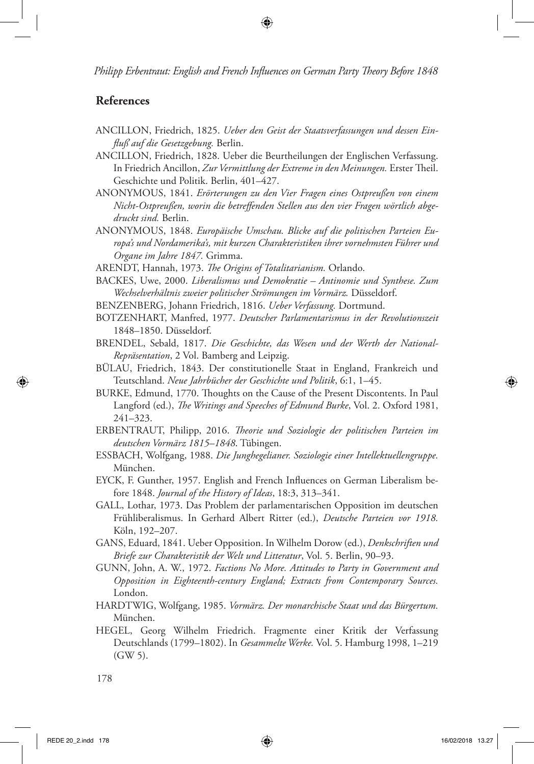## References

ANCILLON, Friedrich, 1825. *Ueber den Geist der Staatsverfassungen und dessen Einfluß auf die Gesetzgebung.* Berlin.

ANCILLON, Friedrich, 1828. Ueber die Beurtheilungen der Englischen Verfassung. In Friedrich Ancillon, *Zur Vermittlung der Extreme in den Meinungen.* Erster Theil. Geschichte und Politik. Berlin, 401–427.

ANONYMOUS, 1841. *Erörterungen zu den Vier Fragen eines Ostpreußen von einem Nicht-Ostpreußen, worin die betreffenden Stellen aus den vier Fragen wörtlich abgedruckt sind.* Berlin.

ANONYMOUS, 1848. *Europäische Umschau. Blicke auf die politischen Parteien Europa's und Nordamerika's, mit kurzen Charakteristiken ihrer vornehmsten Führer und Organe im Jahre 1847.* Grimma.

ARENDT, Hannah, 1973. *The Origins of Totalitarianism.* Orlando.

BACKES, Uwe, 2000. *Liberalismus und Demokratie – Antinomie und Synthese. Zum Wechselverhältnis zweier politischer Strömungen im Vormärz.* Düsseldorf.

BENZENBERG, Johann Friedrich, 1816. *Ueber Verfassung.* Dortmund.

BOTZENHART, Manfred, 1977. *Deutscher Parlamentarismus in der Revolutionszeit* 1848–1850. Düsseldorf.

BRENDEL, Sebald, 1817. *Die Geschichte, das Wesen und der Werth der National-Repräsentation*, 2 Vol. Bamberg and Leipzig.

BÜLAU, Friedrich, 1843. Der constitutionelle Staat in England, Frankreich und Teutschland. *Neue Jahrbücher der Geschichte und Politik*, 6:1, 1–45.

BURKE, Edmund, 1770. Thoughts on the Cause of the Present Discontents. In Paul Langford (ed.), *The Writings and Speeches of Edmund Burke*, Vol. 2. Oxford 1981, 241–323.

ERBENTRAUT, Philipp, 2016. *Theorie und Soziologie der politischen Parteien im deutschen Vormärz 1815–1848*. Tübingen.

ESSBACH, Wolfgang, 1988. *Die Junghegelianer. Soziologie einer Intellektuellengruppe.* München.

EYCK, F. Gunther, 1957. English and French Influences on German Liberalism before 1848. *Journal of the History of Ideas*, 18:3, 313–341.

GALL, Lothar, 1973. Das Problem der parlamentarischen Opposition im deutschen Frühliberalismus. In Gerhard Albert Ritter (ed.), *Deutsche Parteien vor 1918.* Köln, 192–207.

GANS, Eduard, 1841. Ueber Opposition. In Wilhelm Dorow (ed.), *Denkschriften und Briefe zur Charakteristik der Welt und Litteratur*, Vol. 5. Berlin, 90–93.

GUNN, John, A. W., 1972. *Factions No More. Attitudes to Party in Government and Opposition in Eighteenth-century England; Extracts from Contemporary Sources.* London.

HARDTWIG, Wolfgang, 1985. *Vormärz. Der monarchische Staat und das Bürgertum.* München.

HEGEL, Georg Wilhelm Friedrich. Fragmente einer Kritik der Verfassung Deutschlands (1799–1802). In *Gesammelte Werke.* Vol. 5. Hamburg 1998, 1–219 (GW 5).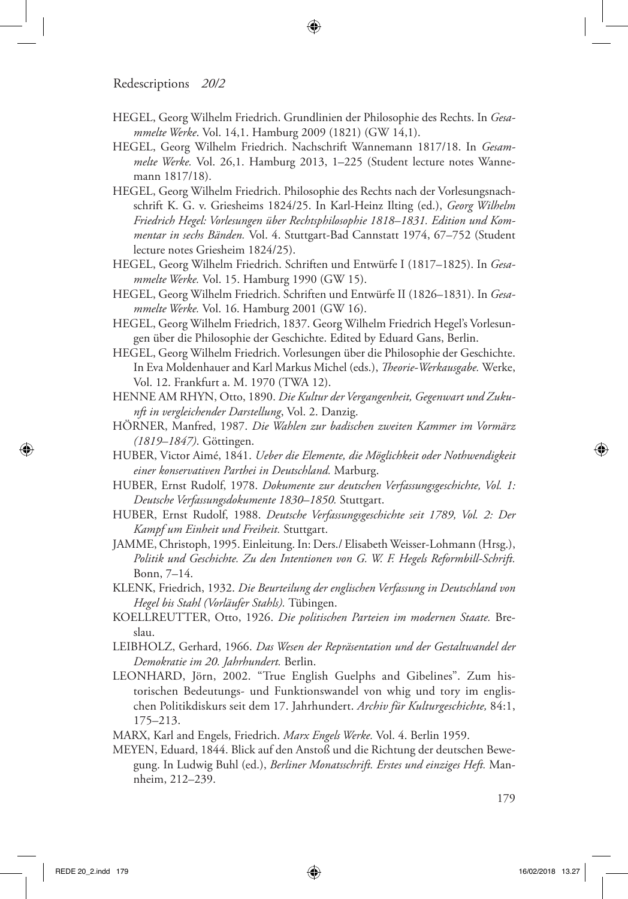HEGEL, Georg Wilhelm Friedrich. Grundlinien der Philosophie des Rechts. In *Gesammelte Werke*. Vol. 14,1. Hamburg 2009 (1821) (GW 14,1).

HEGEL, Georg Wilhelm Friedrich. Nachschrift Wannemann 1817/18. In *Gesammelte Werke.* Vol. 26,1. Hamburg 2013, 1–225 (Student lecture notes Wannemann 1817/18).

HEGEL, Georg Wilhelm Friedrich. Philosophie des Rechts nach der Vorlesungsnachschrift K. G. v. Griesheims 1824/25. In Karl-Heinz Ilting (ed.), *Georg Wilhelm Friedrich Hegel: Vorlesungen über Rechtsphilosophie 1818–1831. Edition und Kommentar in sechs Bänden.* Vol. 4. Stuttgart-Bad Cannstatt 1974, 67–752 (Student lecture notes Griesheim 1824/25).

HEGEL, Georg Wilhelm Friedrich. Schriften und Entwürfe I (1817–1825). In *Gesammelte Werke.* Vol. 15. Hamburg 1990 (GW 15).

HEGEL, Georg Wilhelm Friedrich. Schriften und Entwürfe II (1826–1831). In *Gesammelte Werke.* Vol. 16. Hamburg 2001 (GW 16).

HEGEL, Georg Wilhelm Friedrich, 1837. Georg Wilhelm Friedrich Hegel's Vorlesungen über die Philosophie der Geschichte. Edited by Eduard Gans, Berlin.

HEGEL, Georg Wilhelm Friedrich. Vorlesungen über die Philosophie der Geschichte. In Eva Moldenhauer and Karl Markus Michel (eds.), *Theorie-Werkausgabe.* Werke, Vol. 12. Frankfurt a. M. 1970 (TWA 12).

HENNE AM RHYN, Otto, 1890. *Die Kultur der Vergangenheit, Gegenwart und Zukunft in vergleichender Darstellung*, Vol. 2. Danzig.

HÖRNER, Manfred, 1987. *Die Wahlen zur badischen zweiten Kammer im Vormärz (1819–1847).* Göttingen.

HUBER, Victor Aimé, 1841. *Ueber die Elemente, die Möglichkeit oder Nothwendigkeit einer konservativen Parthei in Deutschland.* Marburg.

HUBER, Ernst Rudolf, 1978. *Dokumente zur deutschen Verfassungsgeschichte, Vol. 1: Deutsche Verfassungsdokumente 1830–1850.* Stuttgart.

HUBER, Ernst Rudolf, 1988. *Deutsche Verfassungsgeschichte seit 1789, Vol. 2: Der Kampf um Einheit und Freiheit.* Stuttgart.

JAMME, Christoph, 1995. Einleitung. In: Ders./ Elisabeth Weisser-Lohmann (Hrsg.), *Politik und Geschichte. Zu den Intentionen von G. W. F. Hegels Reformbill-Schrift.* Bonn, 7–14.

KLENK, Friedrich, 1932. *Die Beurteilung der englischen Verfassung in Deutschland von Hegel bis Stahl (Vorläufer Stahls).* Tübingen.

KOELLREUTTER, Otto, 1926. *Die politischen Parteien im modernen Staate.* Breslau.

LEIBHOLZ, Gerhard, 1966. *Das Wesen der Repräsentation und der Gestaltwandel der Demokratie im 20. Jahrhundert.* Berlin.

LEONHARD, Jörn, 2002. "True English Guelphs and Gibelines". Zum historischen Bedeutungs- und Funktionswandel von whig und tory im englischen Politikdiskurs seit dem 17. Jahrhundert. *Archiv für Kulturgeschichte,* 84:1, 175–213.

MARX, Karl and Engels, Friedrich. *Marx Engels Werke.* Vol. 4. Berlin 1959.

MEYEN, Eduard, 1844. Blick auf den Anstoß und die Richtung der deutschen Bewegung. In Ludwig Buhl (ed.), *Berliner Monatsschrift. Erstes und einziges Heft.* Mannheim, 212–239.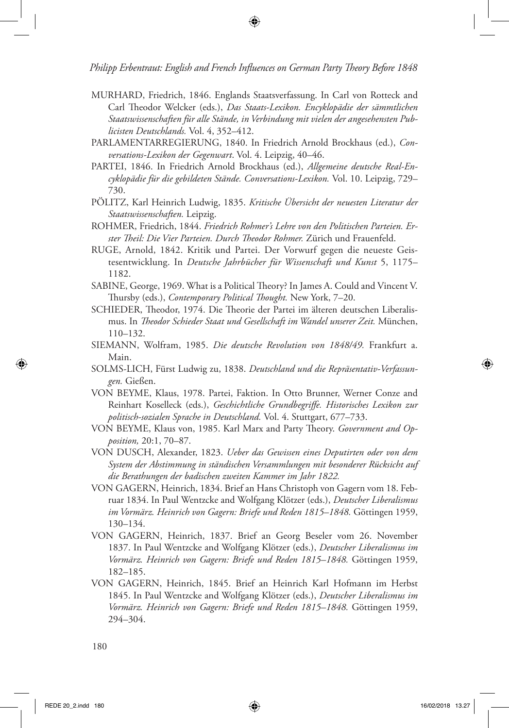MURHARD, Friedrich, 1846. Englands Staatsverfassung. In Carl von Rotteck and Carl Theodor Welcker (eds.), *Das Staats-Lexikon. Encyklopädie der sämmtlichen Staatswissenschaften für alle Stände, in Verbindung mit vielen der angesehensten Publicisten Deutschlands.* Vol. 4, 352–412.

PARLAMENTARREGIERUNG, 1840. In Friedrich Arnold Brockhaus (ed.), *Conversations-Lexikon der Gegenwart*. Vol. 4. Leipzig, 40–46.

PARTEI, 1846. In Friedrich Arnold Brockhaus (ed.), *Allgemeine deutsche Real-Encyklopädie für die gebildeten Stände. Conversations-Lexikon.* Vol. 10. Leipzig, 729–730.

PÖLITZ, Karl Heinrich Ludwig, 1835. *Kritische Übersicht der neuesten Literatur der Staatswissenschaften.* Leipzig.

ROHMER, Friedrich, 1844. *Friedrich Rohmer's Lehre von den Politischen Parteien. Erster Theil: Die Vier Parteien. Durch Theodor Rohmer.* Zürich und Frauenfeld.

RUGE, Arnold, 1842. Kritik und Partei. Der Vorwurf gegen die neueste Geistesentwicklung. In *Deutsche Jahrbücher für Wissenschaft und Kunst* 5, 1175–1182.

SABINE, George, 1969. What is a Political Theory? In James A. Could and Vincent V. Thursby (eds.), *Contemporary Political Thought.* New York, 7–20.

SCHIEDER, Theodor, 1974. Die Theorie der Partei im älteren deutschen Liberalismus. In *Theodor Schieder Staat und Gesellschaft im Wandel unserer Zeit.* München, 110–132.

SIEMANN, Wolfram, 1985. *Die deutsche Revolution von 1848/49.* Frankfurt a. Main.

SOLMS-LICH, Fürst Ludwig zu, 1838. *Deutschland und die Repräsentativ-Verfassungen.* Gießen.

VON BEYME, Klaus, 1978. Partei, Faktion. In Otto Brunner, Werner Conze and Reinhart Koselleck (eds.), *Geschichtliche Grundbegriffe. Historisches Lexikon zur politisch-sozialen Sprache in Deutschland.* Vol. 4. Stuttgart, 677–733.

VON BEYME, Klaus von, 1985. Karl Marx and Party Theory. *Government and Opposition,* 20:1, 70–87.

VON DUSCH, Alexander, 1823. *Ueber das Gewissen eines Deputirten oder von dem System der Abstimmung in ständischen Versammlungen mit besonderer Rücksicht auf die Berathungen der badischen zweiten Kammer im Jahr 1822.*

VON GAGERN, Heinrich, 1834. Brief an Hans Christoph von Gagern vom 18. Februar 1834. In Paul Wentzcke and Wolfgang Klötzer (eds.), *Deutscher Liberalismus im Vormärz. Heinrich von Gagern: Briefe und Reden 1815–1848.* Göttingen 1959, 130–134.

VON GAGERN, Heinrich, 1837. Brief an Georg Beseler vom 26. November 1837. In Paul Wentzcke and Wolfgang Klötzer (eds.), *Deutscher Liberalismus im Vormärz. Heinrich von Gagern: Briefe und Reden 1815–1848.* Göttingen 1959, 182–185.

VON GAGERN, Heinrich, 1845. Brief an Heinrich Karl Hofmann im Herbst 1845. In Paul Wentzcke and Wolfgang Klötzer (eds.), *Deutscher Liberalismus im Vormärz. Heinrich von Gagern: Briefe und Reden 1815–1848.* Göttingen 1959, 294–304.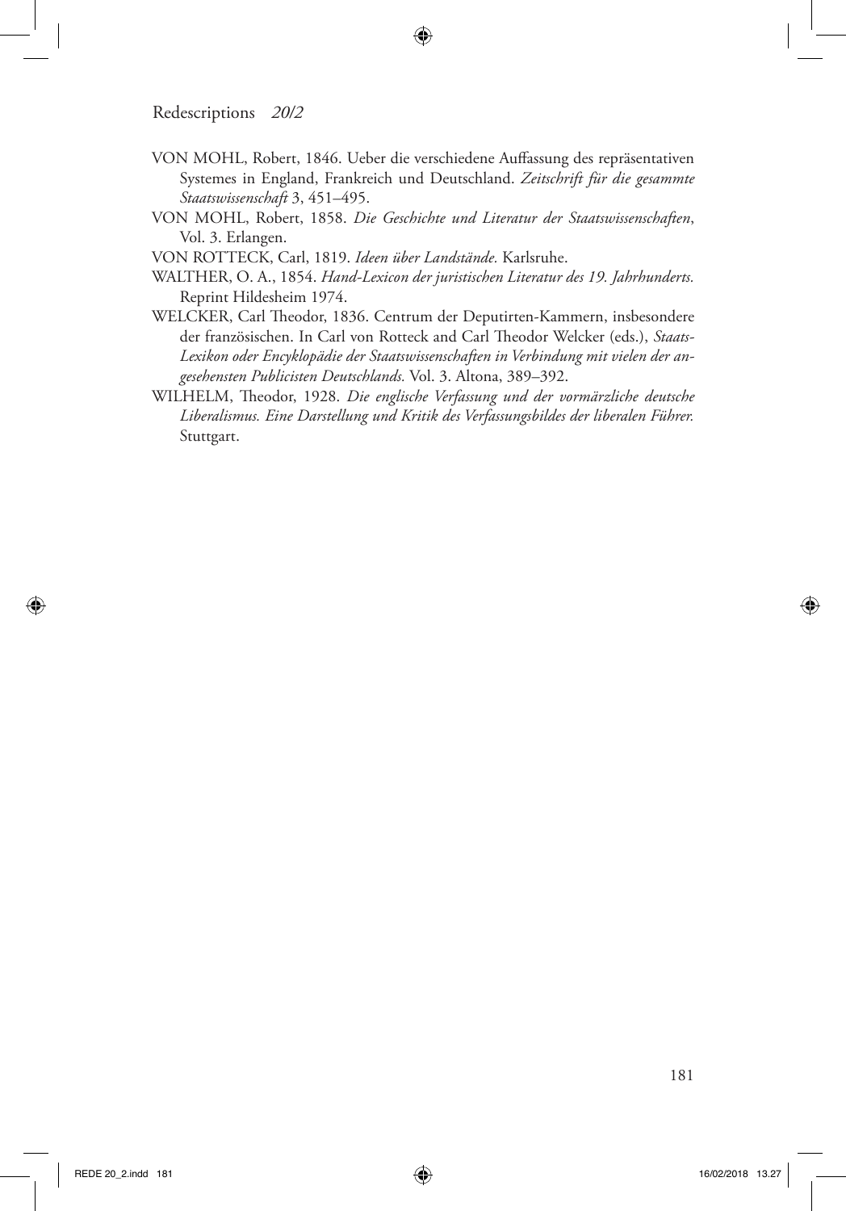VON MOHL, Robert, 1846. Ueber die verschiedene Auffassung des repräsentativen Systemes in England, Frankreich und Deutschland. *Zeitschrift für die gesammte Staatswissenschaft* 3, 451–495.

VON MOHL, Robert, 1858. *Die Geschichte und Literatur der Staatswissenschaften*, Vol. 3. Erlangen.

VON ROTTECK, Carl, 1819. *Ideen über Landstände.* Karlsruhe.

WALTHER, O. A., 1854. *Hand-Lexicon der juristischen Literatur des 19. Jahrhunderts.* Reprint Hildesheim 1974.

WELCKER, Carl Theodor, 1836. Centrum der Deputirten-Kammern, insbesondere der französischen. In Carl von Rotteck and Carl Theodor Welcker (eds.), *Staats-Lexikon oder Encyklopädie der Staatswissenschaften in Verbindung mit vielen der angesehensten Publicisten Deutschlands.* Vol. 3. Altona, 389–392.

WILHELM, Theodor, 1928. *Die englische Verfassung und der vormärzliche deutsche Liberalismus. Eine Darstellung und Kritik des Verfassungsbildes der liberalen Führer.* Stuttgart.